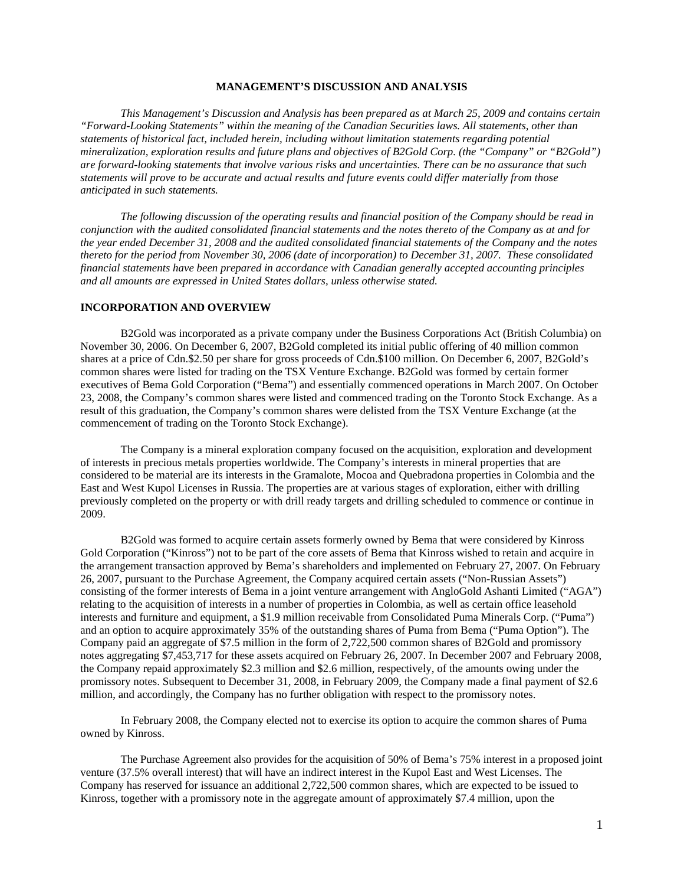# MANAGEMENT'S DISCUSSION AND ANALYSIS

*This Management's Discussion and Analysis has been prepared as at March 25, 2009 and contains certain "Forward-Looking Statements" within the meaning of the Canadian Securities laws. All statements, other than statements of historical fact, included herein, including without limitation statements regarding potential mineralization, exploration results and future plans and objectives of B2Gold Corp. (the "Company" or "B2Gold") are forward-looking statements that involve various risks and uncertainties. There can be no assurance that such statements will prove to be accurate and actual results and future events could differ materially from those anticipated in such statements.*

*The following discussion of the operating results and financial position of the Company should be read in conjunction with the audited consolidated financial statements and the notes thereto of the Company as at and for the year ended December 31, 2008 and the audited consolidated financial statements of the Company and the notes thereto for the period from November 30, 2006 (date of incorporation) to December 31, 2007. These consolidated financial statements have been prepared in accordance with Canadian generally accepted accounting principles and all amounts are expressed in United States dollars, unless otherwise stated.*

## INCORPORATION AND OVERVIEW

B2Gold was incorporated as a private company under the Business Corporations Act (British Columbia) on November 30, 2006. On December 6, 2007, B2Gold completed its initial public offering of 40 million common shares at a price of Cdn.$2.50 per share for gross proceeds of Cdn.$100 million. On December 6, 2007, B2Gold's common shares were listed for trading on the TSX Venture Exchange. B2Gold was formed by certain former executives of Bema Gold Corporation ("Bema") and essentially commenced operations in March 2007. On October 23, 2008, the Company's common shares were listed and commenced trading on the Toronto Stock Exchange. As a result of this graduation, the Company's common shares were delisted from the TSX Venture Exchange (at the commencement of trading on the Toronto Stock Exchange).

The Company is a mineral exploration company focused on the acquisition, exploration and development of interests in precious metals properties worldwide. The Company's interests in mineral properties that are considered to be material are its interests in the Gramalote, Mocoa and Quebradona properties in Colombia and the East and West Kupol Licenses in Russia. The properties are at various stages of exploration, either with drilling previously completed on the property or with drill ready targets and drilling scheduled to commence or continue in 2009.

B2Gold was formed to acquire certain assets formerly owned by Bema that were considered by Kinross Gold Corporation ("Kinross") not to be part of the core assets of Bema that Kinross wished to retain and acquire in the arrangement transaction approved by Bema's shareholders and implemented on February 27, 2007. On February 26, 2007, pursuant to the Purchase Agreement, the Company acquired certain assets ("Non-Russian Assets") consisting of the former interests of Bema in a joint venture arrangement with AngloGold Ashanti Limited ("AGA") relating to the acquisition of interests in a number of properties in Colombia, as well as certain office leasehold interests and furniture and equipment, a $1.9 million receivable from Consolidated Puma Minerals Corp. ("Puma") and an option to acquire approximately 35% of the outstanding shares of Puma from Bema ("Puma Option"). The Company paid an aggregate of $7.5 million in the form of 2,722,500 common shares of B2Gold and promissory notes aggregating $7,453,717 for these assets acquired on February 26, 2007. In December 2007 and February 2008, the Company repaid approximately $2.3 million and $2.6 million, respectively, of the amounts owing under the promissory notes. Subsequent to December 31, 2008, in February 2009, the Company made a final payment of $2.6 million, and accordingly, the Company has no further obligation with respect to the promissory notes.

In February 2008, the Company elected not to exercise its option to acquire the common shares of Puma owned by Kinross.

The Purchase Agreement also provides for the acquisition of 50% of Bema's 75% interest in a proposed joint venture (37.5% overall interest) that will have an indirect interest in the Kupol East and West Licenses. The Company has reserved for issuance an additional 2,722,500 common shares, which are expected to be issued to Kinross, together with a promissory note in the aggregate amount of approximately $7.4 million, upon the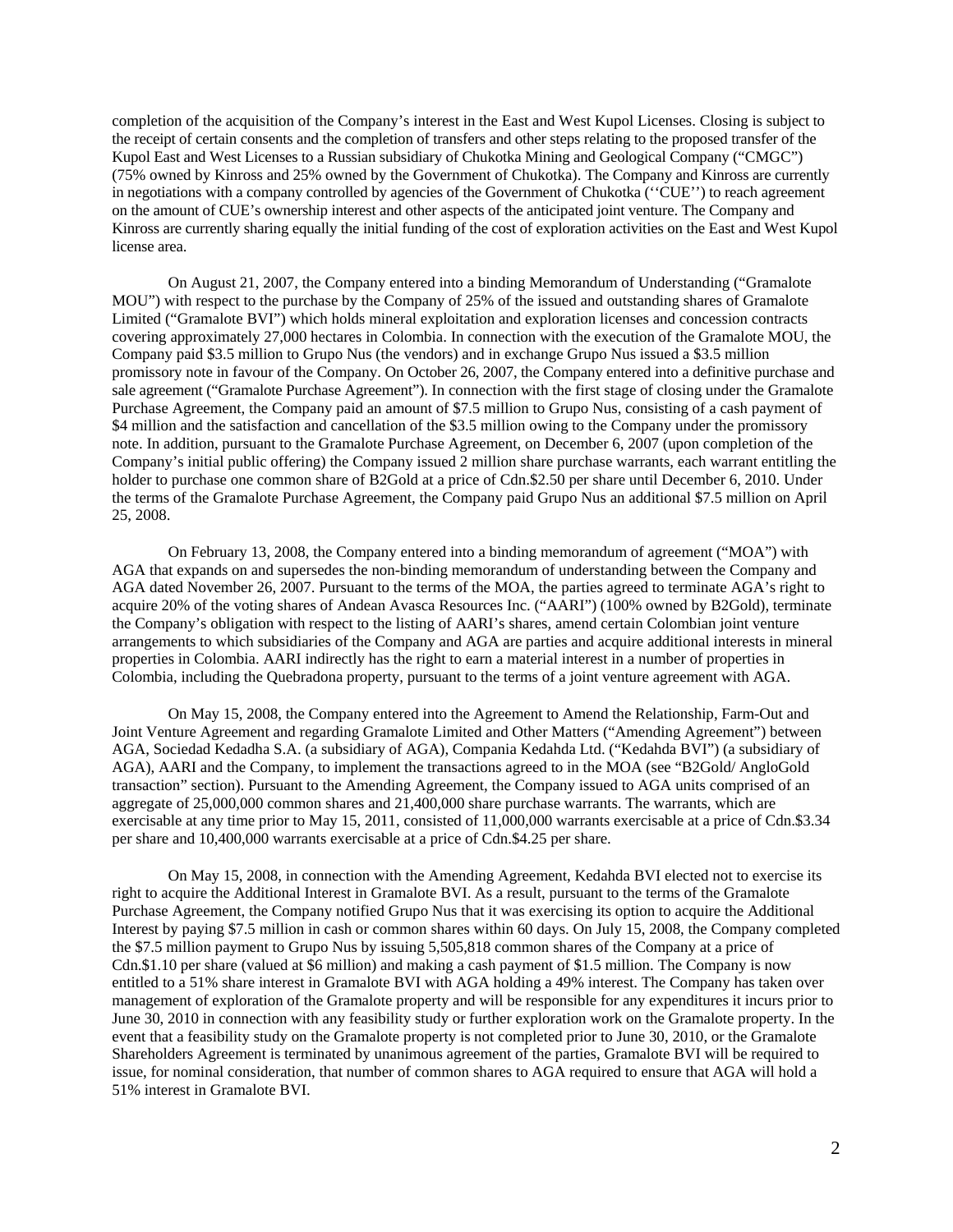completion of the acquisition of the Company's interest in the East and West Kupol Licenses. Closing is subject to the receipt of certain consents and the completion of transfers and other steps relating to the proposed transfer of the Kupol East and West Licenses to a Russian subsidiary of Chukotka Mining and Geological Company ("CMGC") (75% owned by Kinross and 25% owned by the Government of Chukotka). The Company and Kinross are currently in negotiations with a company controlled by agencies of the Government of Chukotka (''CUE'') to reach agreement on the amount of CUE's ownership interest and other aspects of the anticipated joint venture. The Company and Kinross are currently sharing equally the initial funding of the cost of exploration activities on the East and West Kupol license area.

On August 21, 2007, the Company entered into a binding Memorandum of Understanding ("Gramalote MOU") with respect to the purchase by the Company of 25% of the issued and outstanding shares of Gramalote Limited ("Gramalote BVI") which holds mineral exploitation and exploration licenses and concession contracts covering approximately 27,000 hectares in Colombia. In connection with the execution of the Gramalote MOU, the Company paid $3.5 million to Grupo Nus (the vendors) and in exchange Grupo Nus issued a $3.5 million promissory note in favour of the Company. On October 26, 2007, the Company entered into a definitive purchase and sale agreement ("Gramalote Purchase Agreement"). In connection with the first stage of closing under the Gramalote Purchase Agreement, the Company paid an amount of $7.5 million to Grupo Nus, consisting of a cash payment of $4 million and the satisfaction and cancellation of the $3.5 million owing to the Company under the promissory note. In addition, pursuant to the Gramalote Purchase Agreement, on December 6, 2007 (upon completion of the Company's initial public offering) the Company issued 2 million share purchase warrants, each warrant entitling the holder to purchase one common share of B2Gold at a price of Cdn.$2.50 per share until December 6, 2010. Under the terms of the Gramalote Purchase Agreement, the Company paid Grupo Nus an additional $7.5 million on April 25, 2008.

On February 13, 2008, the Company entered into a binding memorandum of agreement ("MOA") with AGA that expands on and supersedes the non-binding memorandum of understanding between the Company and AGA dated November 26, 2007. Pursuant to the terms of the MOA, the parties agreed to terminate AGA's right to acquire 20% of the voting shares of Andean Avasca Resources Inc. ("AARI") (100% owned by B2Gold), terminate the Company's obligation with respect to the listing of AARI's shares, amend certain Colombian joint venture arrangements to which subsidiaries of the Company and AGA are parties and acquire additional interests in mineral properties in Colombia. AARI indirectly has the right to earn a material interest in a number of properties in Colombia, including the Quebradona property, pursuant to the terms of a joint venture agreement with AGA.

On May 15, 2008, the Company entered into the Agreement to Amend the Relationship, Farm-Out and Joint Venture Agreement and regarding Gramalote Limited and Other Matters ("Amending Agreement") between AGA, Sociedad Kedadha S.A. (a subsidiary of AGA), Compania Kedahda Ltd. ("Kedahda BVI") (a subsidiary of AGA), AARI and the Company, to implement the transactions agreed to in the MOA (see "B2Gold/ AngloGold transaction" section). Pursuant to the Amending Agreement, the Company issued to AGA units comprised of an aggregate of 25,000,000 common shares and 21,400,000 share purchase warrants. The warrants, which are exercisable at any time prior to May 15, 2011, consisted of 11,000,000 warrants exercisable at a price of Cdn.$3.34 per share and 10,400,000 warrants exercisable at a price of Cdn.$4.25 per share.

On May 15, 2008, in connection with the Amending Agreement, Kedahda BVI elected not to exercise its right to acquire the Additional Interest in Gramalote BVI. As a result, pursuant to the terms of the Gramalote Purchase Agreement, the Company notified Grupo Nus that it was exercising its option to acquire the Additional Interest by paying $7.5 million in cash or common shares within 60 days. On July 15, 2008, the Company completed the $7.5 million payment to Grupo Nus by issuing 5,505,818 common shares of the Company at a price of Cdn.$1.10 per share (valued at $6 million) and making a cash payment of $1.5 million. The Company is now entitled to a 51% share interest in Gramalote BVI with AGA holding a 49% interest. The Company has taken over management of exploration of the Gramalote property and will be responsible for any expenditures it incurs prior to June 30, 2010 in connection with any feasibility study or further exploration work on the Gramalote property. In the event that a feasibility study on the Gramalote property is not completed prior to June 30, 2010, or the Gramalote Shareholders Agreement is terminated by unanimous agreement of the parties, Gramalote BVI will be required to issue, for nominal consideration, that number of common shares to AGA required to ensure that AGA will hold a 51% interest in Gramalote BVI.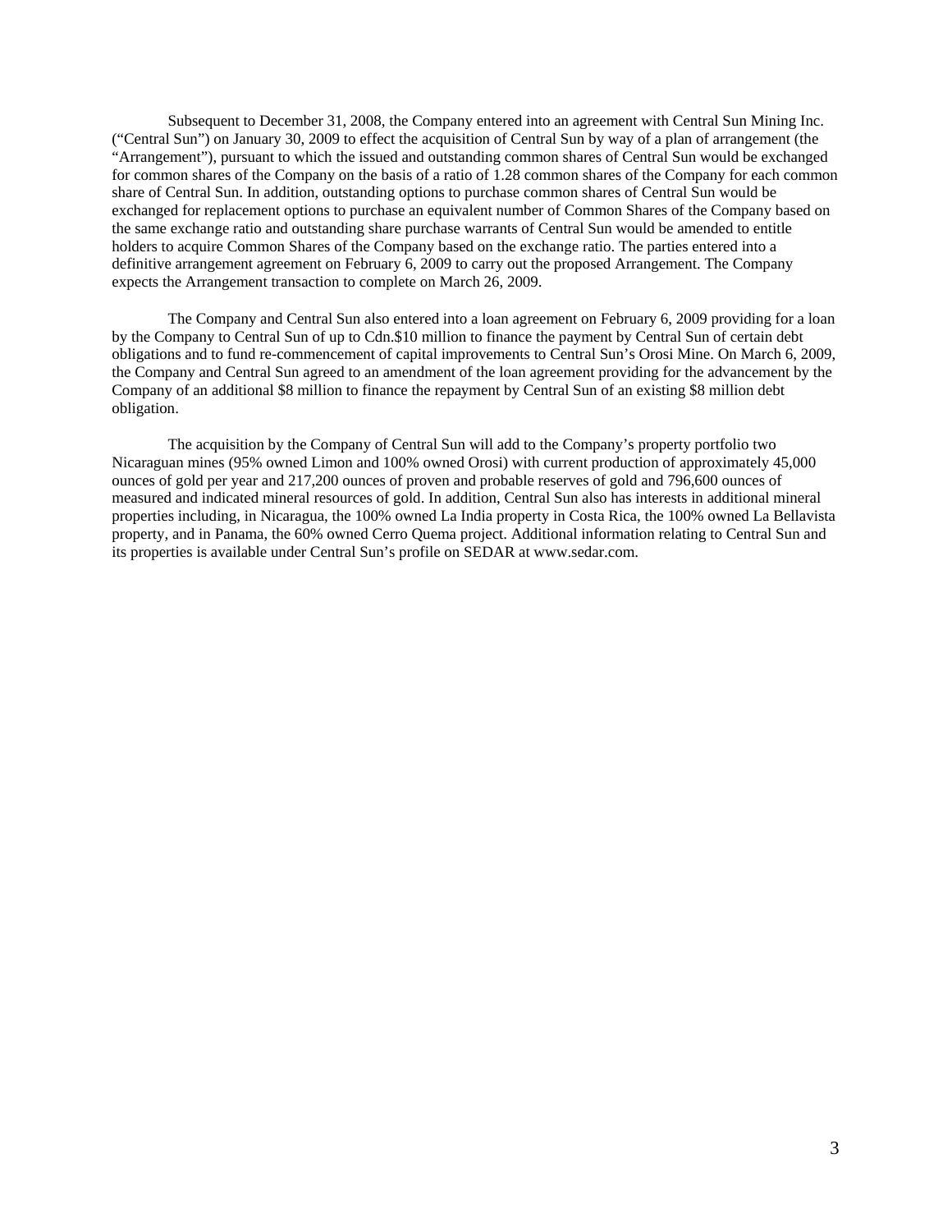Subsequent to December 31, 2008, the Company entered into an agreement with Central Sun Mining Inc. ("Central Sun") on January 30, 2009 to effect the acquisition of Central Sun by way of a plan of arrangement (the "Arrangement"), pursuant to which the issued and outstanding common shares of Central Sun would be exchanged for common shares of the Company on the basis of a ratio of 1.28 common shares of the Company for each common share of Central Sun. In addition, outstanding options to purchase common shares of Central Sun would be exchanged for replacement options to purchase an equivalent number of Common Shares of the Company based on the same exchange ratio and outstanding share purchase warrants of Central Sun would be amended to entitle holders to acquire Common Shares of the Company based on the exchange ratio. The parties entered into a definitive arrangement agreement on February 6, 2009 to carry out the proposed Arrangement. The Company expects the Arrangement transaction to complete on March 26, 2009.

The Company and Central Sun also entered into a loan agreement on February 6, 2009 providing for a loan by the Company to Central Sun of up to Cdn.$10 million to finance the payment by Central Sun of certain debt obligations and to fund re-commencement of capital improvements to Central Sun's Orosi Mine. On March 6, 2009, the Company and Central Sun agreed to an amendment of the loan agreement providing for the advancement by the Company of an additional $8 million to finance the repayment by Central Sun of an existing $8 million debt obligation.

The acquisition by the Company of Central Sun will add to the Company's property portfolio two Nicaraguan mines (95% owned Limon and 100% owned Orosi) with current production of approximately 45,000 ounces of gold per year and 217,200 ounces of proven and probable reserves of gold and 796,600 ounces of measured and indicated mineral resources of gold. In addition, Central Sun also has interests in additional mineral properties including, in Nicaragua, the 100% owned La India property in Costa Rica, the 100% owned La Bellavista property, and in Panama, the 60% owned Cerro Quema project. Additional information relating to Central Sun and its properties is available under Central Sun's profile on SEDAR at www.sedar.com.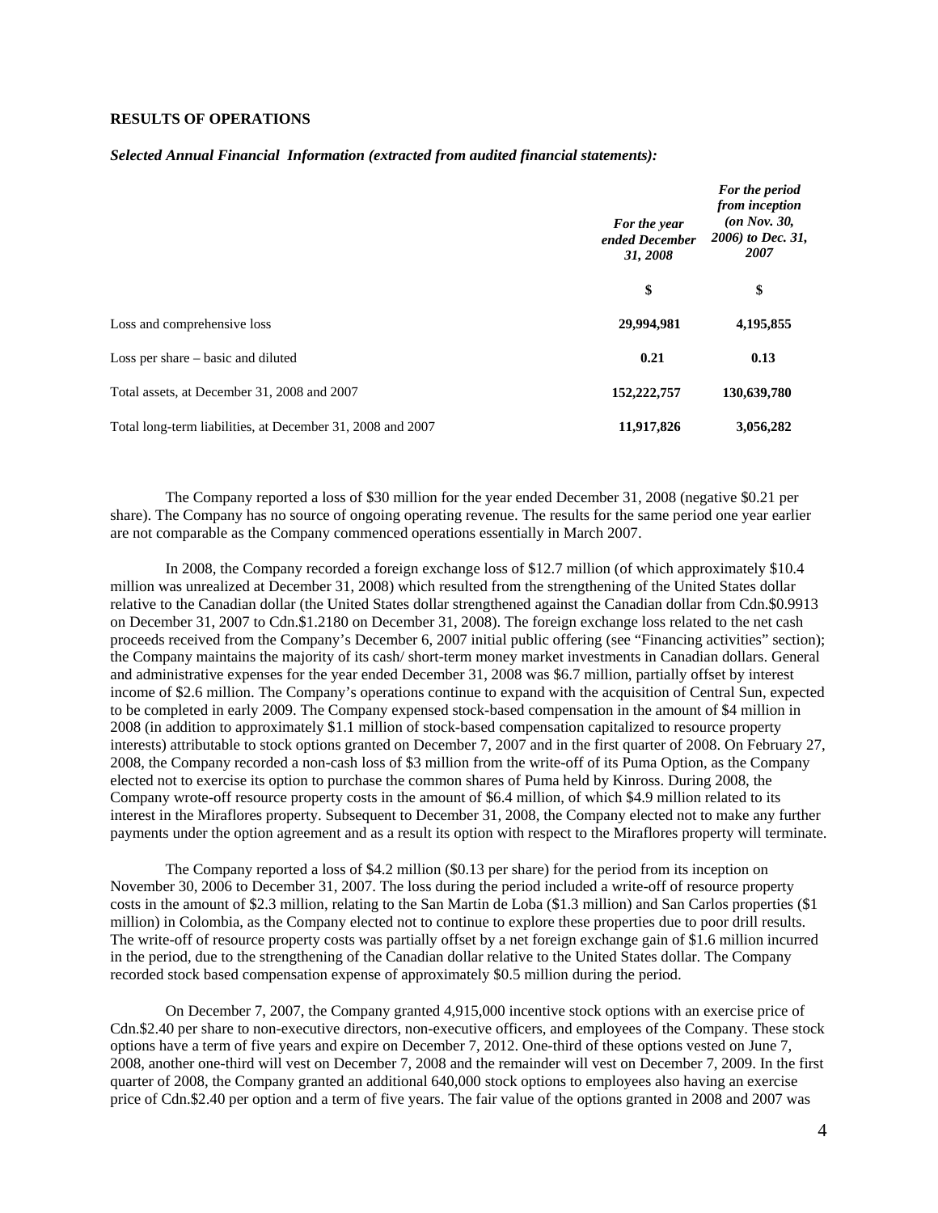**RESULTS OF OPERATIONS**

***Selected Annual Financial Information (extracted from audited financial statements):***

| | *For the year ended December 31, 2008* | *For the period from inception (on Nov. 30, 2006) to Dec. 31, 2007* |
|---|---|---|
| | **$** | **$** |
| Loss and comprehensive loss | **29,994,981** | **4,195,855** |
| Loss per share – basic and diluted | **0.21** | **0.13** |
| Total assets, at December 31, 2008 and 2007 | **152,222,757** | **130,639,780** |
| Total long-term liabilities, at December 31, 2008 and 2007 | **11,917,826** | **3,056,282** |

The Company reported a loss of $30 million for the year ended December 31, 2008 (negative $0.21 per share). The Company has no source of ongoing operating revenue. The results for the same period one year earlier are not comparable as the Company commenced operations essentially in March 2007.

In 2008, the Company recorded a foreign exchange loss of $12.7 million (of which approximately $10.4 million was unrealized at December 31, 2008) which resulted from the strengthening of the United States dollar relative to the Canadian dollar (the United States dollar strengthened against the Canadian dollar from Cdn.$0.9913 on December 31, 2007 to Cdn.$1.2180 on December 31, 2008). The foreign exchange loss related to the net cash proceeds received from the Company's December 6, 2007 initial public offering (see "Financing activities" section); the Company maintains the majority of its cash/ short-term money market investments in Canadian dollars. General and administrative expenses for the year ended December 31, 2008 was $6.7 million, partially offset by interest income of $2.6 million. The Company's operations continue to expand with the acquisition of Central Sun, expected to be completed in early 2009. The Company expensed stock-based compensation in the amount of $4 million in 2008 (in addition to approximately $1.1 million of stock-based compensation capitalized to resource property interests) attributable to stock options granted on December 7, 2007 and in the first quarter of 2008. On February 27, 2008, the Company recorded a non-cash loss of $3 million from the write-off of its Puma Option, as the Company elected not to exercise its option to purchase the common shares of Puma held by Kinross. During 2008, the Company wrote-off resource property costs in the amount of $6.4 million, of which $4.9 million related to its interest in the Miraflores property. Subsequent to December 31, 2008, the Company elected not to make any further payments under the option agreement and as a result its option with respect to the Miraflores property will terminate.

The Company reported a loss of $4.2 million ($0.13 per share) for the period from its inception on November 30, 2006 to December 31, 2007. The loss during the period included a write-off of resource property costs in the amount of $2.3 million, relating to the San Martin de Loba ($1.3 million) and San Carlos properties ($1 million) in Colombia, as the Company elected not to continue to explore these properties due to poor drill results. The write-off of resource property costs was partially offset by a net foreign exchange gain of $1.6 million incurred in the period, due to the strengthening of the Canadian dollar relative to the United States dollar. The Company recorded stock based compensation expense of approximately $0.5 million during the period.

On December 7, 2007, the Company granted 4,915,000 incentive stock options with an exercise price of Cdn.$2.40 per share to non-executive directors, non-executive officers, and employees of the Company. These stock options have a term of five years and expire on December 7, 2012. One-third of these options vested on June 7, 2008, another one-third will vest on December 7, 2008 and the remainder will vest on December 7, 2009. In the first quarter of 2008, the Company granted an additional 640,000 stock options to employees also having an exercise price of Cdn.$2.40 per option and a term of five years. The fair value of the options granted in 2008 and 2007 was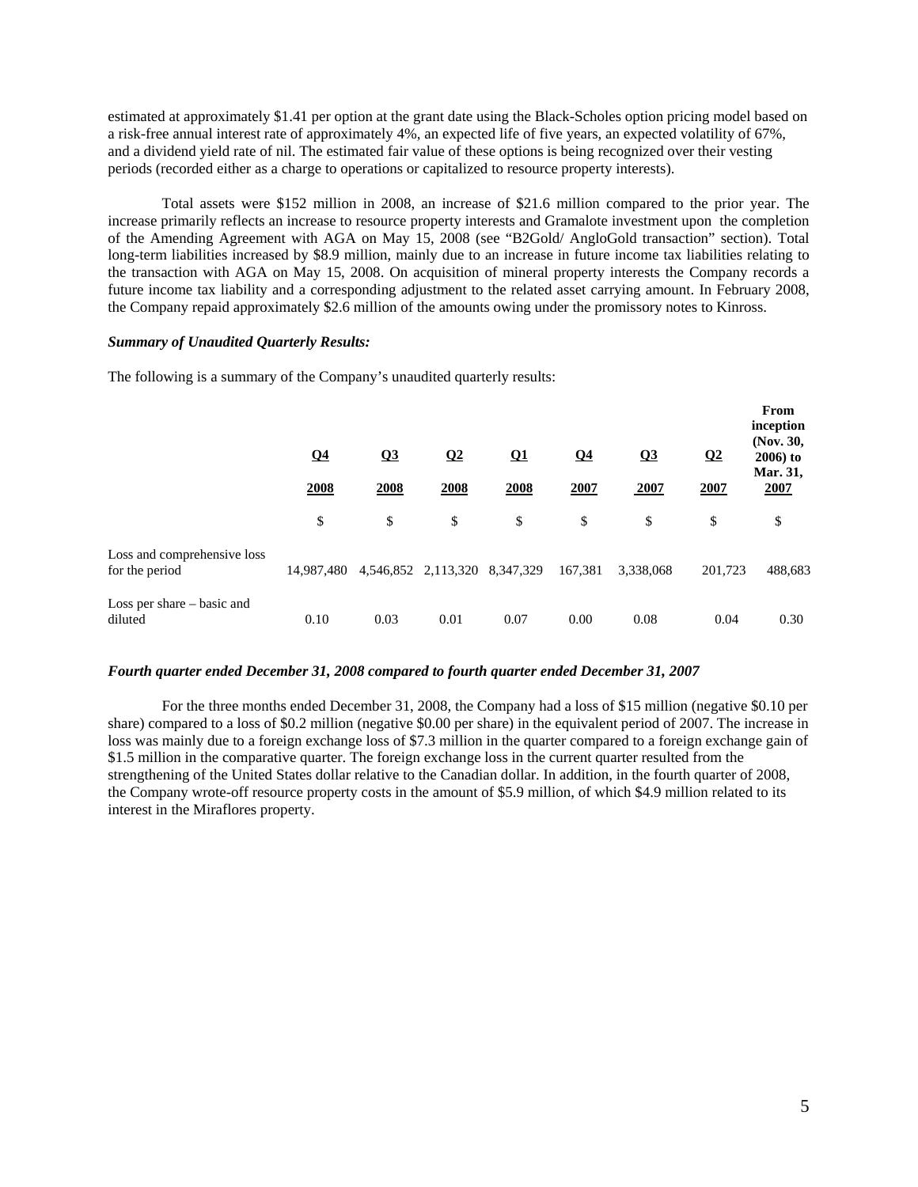estimated at approximately $1.41 per option at the grant date using the Black-Scholes option pricing model based on a risk-free annual interest rate of approximately 4%, an expected life of five years, an expected volatility of 67%, and a dividend yield rate of nil. The estimated fair value of these options is being recognized over their vesting periods (recorded either as a charge to operations or capitalized to resource property interests).

Total assets were $152 million in 2008, an increase of $21.6 million compared to the prior year. The increase primarily reflects an increase to resource property interests and Gramalote investment upon the completion of the Amending Agreement with AGA on May 15, 2008 (see "B2Gold/ AngloGold transaction" section). Total long-term liabilities increased by $8.9 million, mainly due to an increase in future income tax liabilities relating to the transaction with AGA on May 15, 2008. On acquisition of mineral property interests the Company records a future income tax liability and a corresponding adjustment to the related asset carrying amount. In February 2008, the Company repaid approximately $2.6 million of the amounts owing under the promissory notes to Kinross.

***Summary of Unaudited Quarterly Results:***

The following is a summary of the Company's unaudited quarterly results:

| | Q4 2008 | Q3 2008 | Q2 2008 | Q1 2008 | Q4 2007 | Q3 2007 | Q2 2007 | From inception (Nov. 30, 2006) to Mar. 31, 2007 |
|---|---|---|---|---|---|---|---|---|
| | $ | $ | $ | $ | $ | $ | $ | $ |
| Loss and comprehensive loss for the period | 14,987,480 | 4,546,852 | 2,113,320 | 8,347,329 | 167,381 | 3,338,068 | 201,723 | 488,683 |
| Loss per share – basic and diluted | 0.10 | 0.03 | 0.01 | 0.07 | 0.00 | 0.08 | 0.04 | 0.30 |

***Fourth quarter ended December 31, 2008 compared to fourth quarter ended December 31, 2007***

For the three months ended December 31, 2008, the Company had a loss of $15 million (negative $0.10 per share) compared to a loss of $0.2 million (negative $0.00 per share) in the equivalent period of 2007. The increase in loss was mainly due to a foreign exchange loss of $7.3 million in the quarter compared to a foreign exchange gain of $1.5 million in the comparative quarter. The foreign exchange loss in the current quarter resulted from the strengthening of the United States dollar relative to the Canadian dollar. In addition, in the fourth quarter of 2008, the Company wrote-off resource property costs in the amount of $5.9 million, of which $4.9 million related to its interest in the Miraflores property.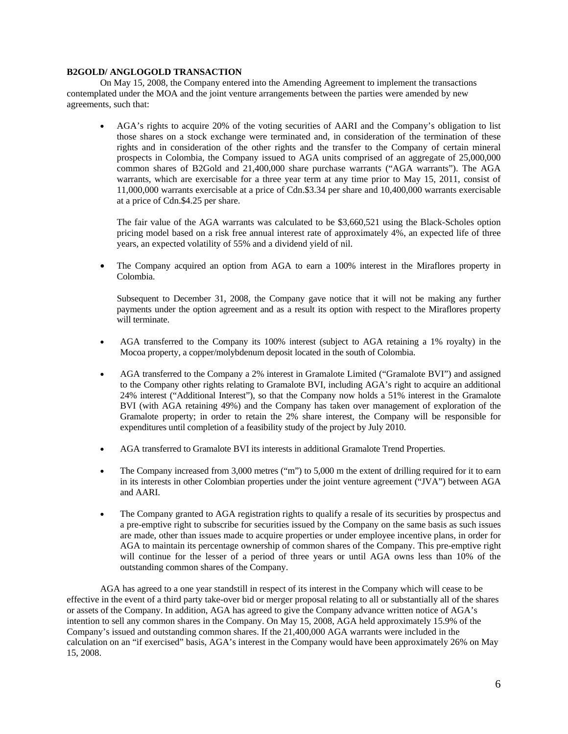**B2GOLD/ ANGLOGOLD TRANSACTION**

On May 15, 2008, the Company entered into the Amending Agreement to implement the transactions contemplated under the MOA and the joint venture arrangements between the parties were amended by new agreements, such that:

- AGA's rights to acquire 20% of the voting securities of AARI and the Company's obligation to list those shares on a stock exchange were terminated and, in consideration of the termination of these rights and in consideration of the other rights and the transfer to the Company of certain mineral prospects in Colombia, the Company issued to AGA units comprised of an aggregate of 25,000,000 common shares of B2Gold and 21,400,000 share purchase warrants ("AGA warrants"). The AGA warrants, which are exercisable for a three year term at any time prior to May 15, 2011, consist of 11,000,000 warrants exercisable at a price of Cdn.$3.34 per share and 10,400,000 warrants exercisable at a price of Cdn.$4.25 per share.

  The fair value of the AGA warrants was calculated to be $3,660,521 using the Black-Scholes option pricing model based on a risk free annual interest rate of approximately 4%, an expected life of three years, an expected volatility of 55% and a dividend yield of nil.

- The Company acquired an option from AGA to earn a 100% interest in the Miraflores property in Colombia.

  Subsequent to December 31, 2008, the Company gave notice that it will not be making any further payments under the option agreement and as a result its option with respect to the Miraflores property will terminate.

- AGA transferred to the Company its 100% interest (subject to AGA retaining a 1% royalty) in the Mocoa property, a copper/molybdenum deposit located in the south of Colombia.

- AGA transferred to the Company a 2% interest in Gramalote Limited ("Gramalote BVI") and assigned to the Company other rights relating to Gramalote BVI, including AGA's right to acquire an additional 24% interest ("Additional Interest"), so that the Company now holds a 51% interest in the Gramalote BVI (with AGA retaining 49%) and the Company has taken over management of exploration of the Gramalote property; in order to retain the 2% share interest, the Company will be responsible for expenditures until completion of a feasibility study of the project by July 2010.

- AGA transferred to Gramalote BVI its interests in additional Gramalote Trend Properties.

- The Company increased from 3,000 metres ("m") to 5,000 m the extent of drilling required for it to earn in its interests in other Colombian properties under the joint venture agreement ("JVA") between AGA and AARI.

- The Company granted to AGA registration rights to qualify a resale of its securities by prospectus and a pre-emptive right to subscribe for securities issued by the Company on the same basis as such issues are made, other than issues made to acquire properties or under employee incentive plans, in order for AGA to maintain its percentage ownership of common shares of the Company. This pre-emptive right will continue for the lesser of a period of three years or until AGA owns less than 10% of the outstanding common shares of the Company.

AGA has agreed to a one year standstill in respect of its interest in the Company which will cease to be effective in the event of a third party take-over bid or merger proposal relating to all or substantially all of the shares or assets of the Company. In addition, AGA has agreed to give the Company advance written notice of AGA's intention to sell any common shares in the Company. On May 15, 2008, AGA held approximately 15.9% of the Company's issued and outstanding common shares. If the 21,400,000 AGA warrants were included in the calculation on an "if exercised" basis, AGA's interest in the Company would have been approximately 26% on May 15, 2008.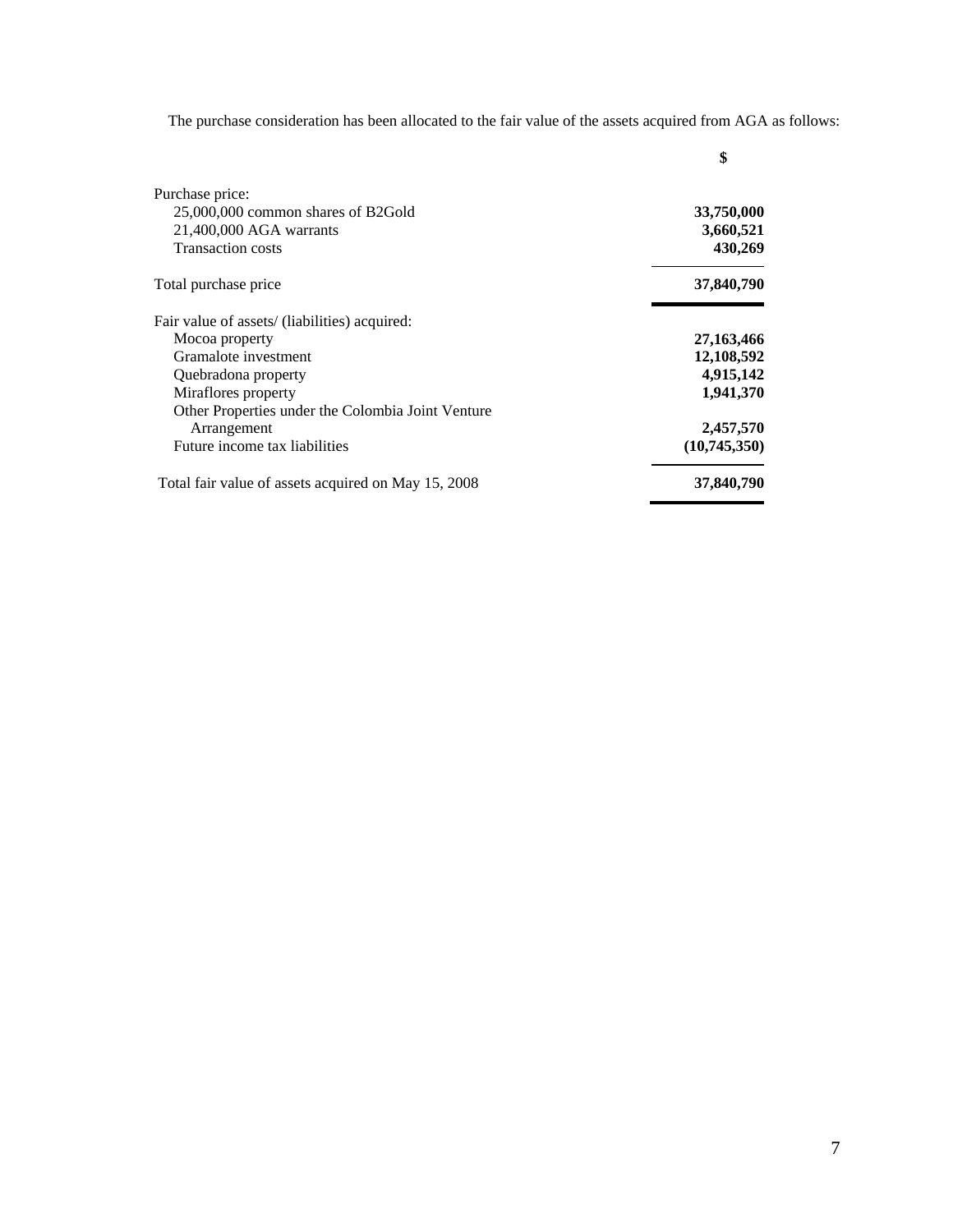The purchase consideration has been allocated to the fair value of the assets acquired from AGA as follows:

| | $ |
|---|---|
| Purchase price: | |
| 25,000,000 common shares of B2Gold | **33,750,000** |
| 21,400,000 AGA warrants | **3,660,521** |
| Transaction costs | **430,269** |
| Total purchase price | **37,840,790** |
| Fair value of assets/ (liabilities) acquired: | |
| Mocoa property | **27,163,466** |
| Gramalote investment | **12,108,592** |
| Quebradona property | **4,915,142** |
| Miraflores property | **1,941,370** |
| Other Properties under the Colombia Joint Venture Arrangement | **2,457,570** |
| Future income tax liabilities | **(10,745,350)** |
| Total fair value of assets acquired on May 15, 2008 | **37,840,790** |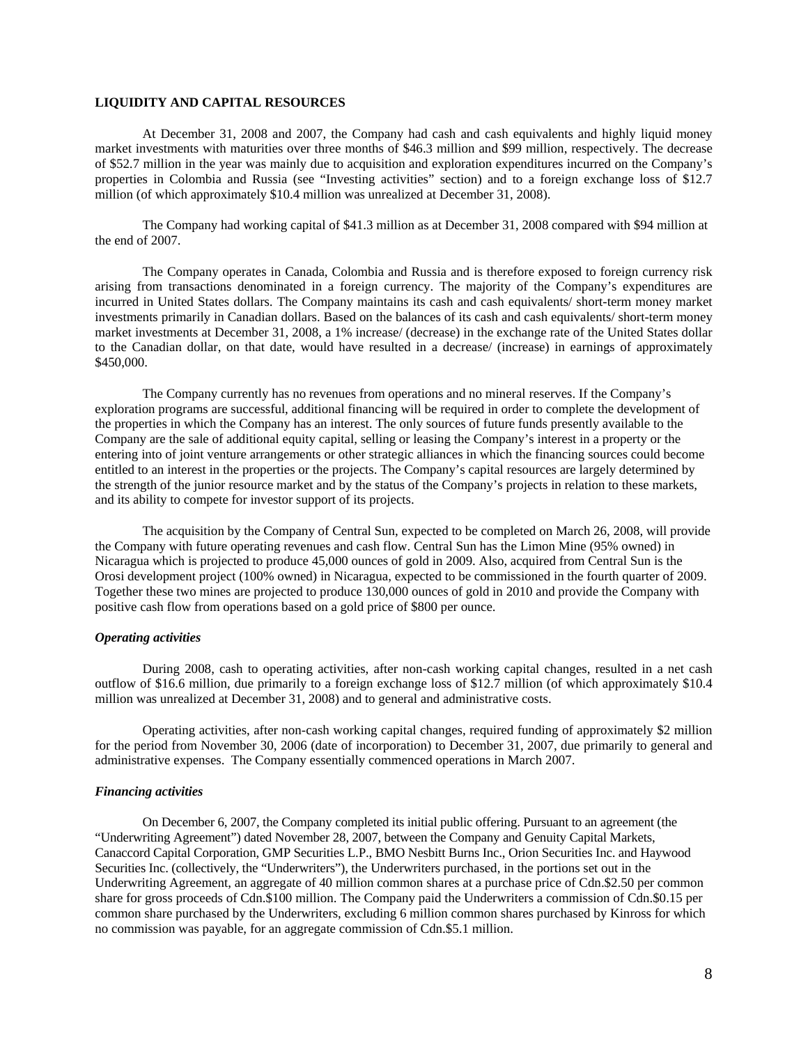## LIQUIDITY AND CAPITAL RESOURCES

At December 31, 2008 and 2007, the Company had cash and cash equivalents and highly liquid money market investments with maturities over three months of $46.3 million and $99 million, respectively. The decrease of $52.7 million in the year was mainly due to acquisition and exploration expenditures incurred on the Company's properties in Colombia and Russia (see "Investing activities" section) and to a foreign exchange loss of $12.7 million (of which approximately $10.4 million was unrealized at December 31, 2008).

The Company had working capital of $41.3 million as at December 31, 2008 compared with $94 million at the end of 2007.

The Company operates in Canada, Colombia and Russia and is therefore exposed to foreign currency risk arising from transactions denominated in a foreign currency. The majority of the Company's expenditures are incurred in United States dollars. The Company maintains its cash and cash equivalents/ short-term money market investments primarily in Canadian dollars. Based on the balances of its cash and cash equivalents/ short-term money market investments at December 31, 2008, a 1% increase/ (decrease) in the exchange rate of the United States dollar to the Canadian dollar, on that date, would have resulted in a decrease/ (increase) in earnings of approximately $450,000.

The Company currently has no revenues from operations and no mineral reserves. If the Company's exploration programs are successful, additional financing will be required in order to complete the development of the properties in which the Company has an interest. The only sources of future funds presently available to the Company are the sale of additional equity capital, selling or leasing the Company's interest in a property or the entering into of joint venture arrangements or other strategic alliances in which the financing sources could become entitled to an interest in the properties or the projects. The Company's capital resources are largely determined by the strength of the junior resource market and by the status of the Company's projects in relation to these markets, and its ability to compete for investor support of its projects.

The acquisition by the Company of Central Sun, expected to be completed on March 26, 2008, will provide the Company with future operating revenues and cash flow. Central Sun has the Limon Mine (95% owned) in Nicaragua which is projected to produce 45,000 ounces of gold in 2009. Also, acquired from Central Sun is the Orosi development project (100% owned) in Nicaragua, expected to be commissioned in the fourth quarter of 2009. Together these two mines are projected to produce 130,000 ounces of gold in 2010 and provide the Company with positive cash flow from operations based on a gold price of $800 per ounce.

### *Operating activities*

During 2008, cash to operating activities, after non-cash working capital changes, resulted in a net cash outflow of $16.6 million, due primarily to a foreign exchange loss of $12.7 million (of which approximately $10.4 million was unrealized at December 31, 2008) and to general and administrative costs.

Operating activities, after non-cash working capital changes, required funding of approximately $2 million for the period from November 30, 2006 (date of incorporation) to December 31, 2007, due primarily to general and administrative expenses. The Company essentially commenced operations in March 2007.

### *Financing activities*

On December 6, 2007, the Company completed its initial public offering. Pursuant to an agreement (the "Underwriting Agreement") dated November 28, 2007, between the Company and Genuity Capital Markets, Canaccord Capital Corporation, GMP Securities L.P., BMO Nesbitt Burns Inc., Orion Securities Inc. and Haywood Securities Inc. (collectively, the "Underwriters"), the Underwriters purchased, in the portions set out in the Underwriting Agreement, an aggregate of 40 million common shares at a purchase price of Cdn.$2.50 per common share for gross proceeds of Cdn.$100 million. The Company paid the Underwriters a commission of Cdn.$0.15 per common share purchased by the Underwriters, excluding 6 million common shares purchased by Kinross for which no commission was payable, for an aggregate commission of Cdn.$5.1 million.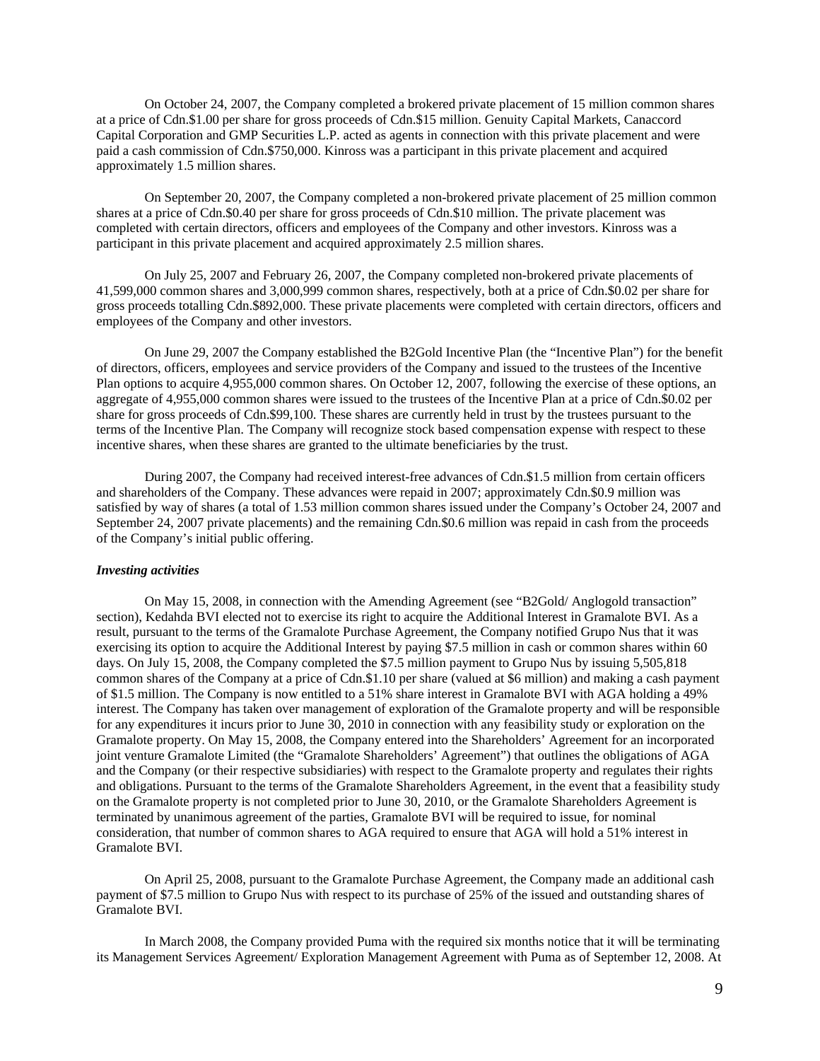On October 24, 2007, the Company completed a brokered private placement of 15 million common shares at a price of Cdn.$1.00 per share for gross proceeds of Cdn.$15 million. Genuity Capital Markets, Canaccord Capital Corporation and GMP Securities L.P. acted as agents in connection with this private placement and were paid a cash commission of Cdn.$750,000. Kinross was a participant in this private placement and acquired approximately 1.5 million shares.

On September 20, 2007, the Company completed a non-brokered private placement of 25 million common shares at a price of Cdn.$0.40 per share for gross proceeds of Cdn.$10 million. The private placement was completed with certain directors, officers and employees of the Company and other investors. Kinross was a participant in this private placement and acquired approximately 2.5 million shares.

On July 25, 2007 and February 26, 2007, the Company completed non-brokered private placements of 41,599,000 common shares and 3,000,999 common shares, respectively, both at a price of Cdn.$0.02 per share for gross proceeds totalling Cdn.$892,000. These private placements were completed with certain directors, officers and employees of the Company and other investors.

On June 29, 2007 the Company established the B2Gold Incentive Plan (the "Incentive Plan") for the benefit of directors, officers, employees and service providers of the Company and issued to the trustees of the Incentive Plan options to acquire 4,955,000 common shares. On October 12, 2007, following the exercise of these options, an aggregate of 4,955,000 common shares were issued to the trustees of the Incentive Plan at a price of Cdn.$0.02 per share for gross proceeds of Cdn.$99,100. These shares are currently held in trust by the trustees pursuant to the terms of the Incentive Plan. The Company will recognize stock based compensation expense with respect to these incentive shares, when these shares are granted to the ultimate beneficiaries by the trust.

During 2007, the Company had received interest-free advances of Cdn.$1.5 million from certain officers and shareholders of the Company. These advances were repaid in 2007; approximately Cdn.$0.9 million was satisfied by way of shares (a total of 1.53 million common shares issued under the Company's October 24, 2007 and September 24, 2007 private placements) and the remaining Cdn.$0.6 million was repaid in cash from the proceeds of the Company's initial public offering.

***Investing activities***

On May 15, 2008, in connection with the Amending Agreement (see "B2Gold/ Anglogold transaction" section), Kedahda BVI elected not to exercise its right to acquire the Additional Interest in Gramalote BVI. As a result, pursuant to the terms of the Gramalote Purchase Agreement, the Company notified Grupo Nus that it was exercising its option to acquire the Additional Interest by paying $7.5 million in cash or common shares within 60 days. On July 15, 2008, the Company completed the $7.5 million payment to Grupo Nus by issuing 5,505,818 common shares of the Company at a price of Cdn.$1.10 per share (valued at $6 million) and making a cash payment of $1.5 million. The Company is now entitled to a 51% share interest in Gramalote BVI with AGA holding a 49% interest. The Company has taken over management of exploration of the Gramalote property and will be responsible for any expenditures it incurs prior to June 30, 2010 in connection with any feasibility study or exploration on the Gramalote property. On May 15, 2008, the Company entered into the Shareholders' Agreement for an incorporated joint venture Gramalote Limited (the "Gramalote Shareholders' Agreement") that outlines the obligations of AGA and the Company (or their respective subsidiaries) with respect to the Gramalote property and regulates their rights and obligations. Pursuant to the terms of the Gramalote Shareholders Agreement, in the event that a feasibility study on the Gramalote property is not completed prior to June 30, 2010, or the Gramalote Shareholders Agreement is terminated by unanimous agreement of the parties, Gramalote BVI will be required to issue, for nominal consideration, that number of common shares to AGA required to ensure that AGA will hold a 51% interest in Gramalote BVI.

On April 25, 2008, pursuant to the Gramalote Purchase Agreement, the Company made an additional cash payment of $7.5 million to Grupo Nus with respect to its purchase of 25% of the issued and outstanding shares of Gramalote BVI.

In March 2008, the Company provided Puma with the required six months notice that it will be terminating its Management Services Agreement/ Exploration Management Agreement with Puma as of September 12, 2008. At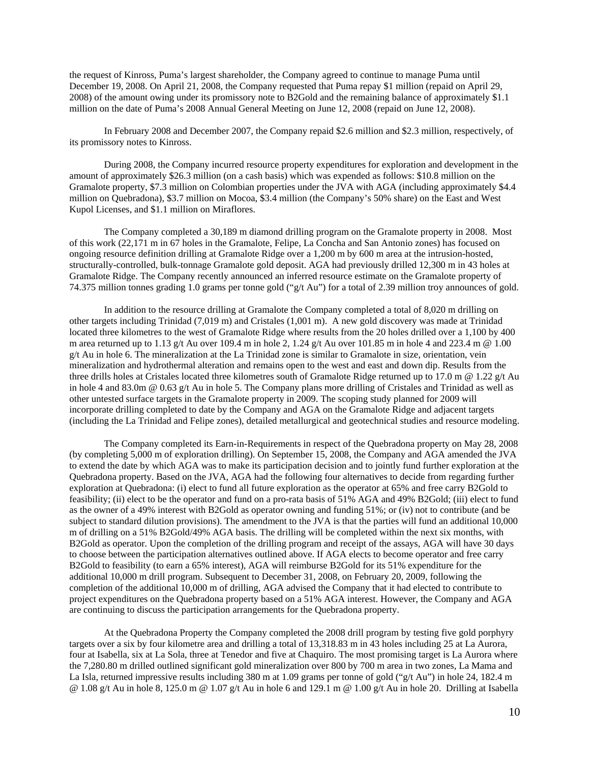the request of Kinross, Puma's largest shareholder, the Company agreed to continue to manage Puma until December 19, 2008. On April 21, 2008, the Company requested that Puma repay $1 million (repaid on April 29, 2008) of the amount owing under its promissory note to B2Gold and the remaining balance of approximately $1.1 million on the date of Puma's 2008 Annual General Meeting on June 12, 2008 (repaid on June 12, 2008).

In February 2008 and December 2007, the Company repaid $2.6 million and $2.3 million, respectively, of its promissory notes to Kinross.

During 2008, the Company incurred resource property expenditures for exploration and development in the amount of approximately $26.3 million (on a cash basis) which was expended as follows: $10.8 million on the Gramalote property, $7.3 million on Colombian properties under the JVA with AGA (including approximately $4.4 million on Quebradona), $3.7 million on Mocoa, $3.4 million (the Company's 50% share) on the East and West Kupol Licenses, and $1.1 million on Miraflores.

The Company completed a 30,189 m diamond drilling program on the Gramalote property in 2008. Most of this work (22,171 m in 67 holes in the Gramalote, Felipe, La Concha and San Antonio zones) has focused on ongoing resource definition drilling at Gramalote Ridge over a 1,200 m by 600 m area at the intrusion-hosted, structurally-controlled, bulk-tonnage Gramalote gold deposit. AGA had previously drilled 12,300 m in 43 holes at Gramalote Ridge. The Company recently announced an inferred resource estimate on the Gramalote property of 74.375 million tonnes grading 1.0 grams per tonne gold ("g/t Au") for a total of 2.39 million troy announces of gold.

In addition to the resource drilling at Gramalote the Company completed a total of 8,020 m drilling on other targets including Trinidad (7,019 m) and Cristales (1,001 m). A new gold discovery was made at Trinidad located three kilometres to the west of Gramalote Ridge where results from the 20 holes drilled over a 1,100 by 400 m area returned up to 1.13 g/t Au over 109.4 m in hole 2, 1.24 g/t Au over 101.85 m in hole 4 and 223.4 m @ 1.00 g/t Au in hole 6. The mineralization at the La Trinidad zone is similar to Gramalote in size, orientation, vein mineralization and hydrothermal alteration and remains open to the west and east and down dip. Results from the three drills holes at Cristales located three kilometres south of Gramalote Ridge returned up to 17.0 m @ 1.22 g/t Au in hole 4 and 83.0m @ 0.63 g/t Au in hole 5. The Company plans more drilling of Cristales and Trinidad as well as other untested surface targets in the Gramalote property in 2009. The scoping study planned for 2009 will incorporate drilling completed to date by the Company and AGA on the Gramalote Ridge and adjacent targets (including the La Trinidad and Felipe zones), detailed metallurgical and geotechnical studies and resource modeling.

The Company completed its Earn-in-Requirements in respect of the Quebradona property on May 28, 2008 (by completing 5,000 m of exploration drilling). On September 15, 2008, the Company and AGA amended the JVA to extend the date by which AGA was to make its participation decision and to jointly fund further exploration at the Quebradona property. Based on the JVA, AGA had the following four alternatives to decide from regarding further exploration at Quebradona: (i) elect to fund all future exploration as the operator at 65% and free carry B2Gold to feasibility; (ii) elect to be the operator and fund on a pro-rata basis of 51% AGA and 49% B2Gold; (iii) elect to fund as the owner of a 49% interest with B2Gold as operator owning and funding 51%; or (iv) not to contribute (and be subject to standard dilution provisions). The amendment to the JVA is that the parties will fund an additional 10,000 m of drilling on a 51% B2Gold/49% AGA basis. The drilling will be completed within the next six months, with B2Gold as operator. Upon the completion of the drilling program and receipt of the assays, AGA will have 30 days to choose between the participation alternatives outlined above. If AGA elects to become operator and free carry B2Gold to feasibility (to earn a 65% interest), AGA will reimburse B2Gold for its 51% expenditure for the additional 10,000 m drill program. Subsequent to December 31, 2008, on February 20, 2009, following the completion of the additional 10,000 m of drilling, AGA advised the Company that it had elected to contribute to project expenditures on the Quebradona property based on a 51% AGA interest. However, the Company and AGA are continuing to discuss the participation arrangements for the Quebradona property.

At the Quebradona Property the Company completed the 2008 drill program by testing five gold porphyry targets over a six by four kilometre area and drilling a total of 13,318.83 m in 43 holes including 25 at La Aurora, four at Isabella, six at La Sola, three at Tenedor and five at Chaquiro. The most promising target is La Aurora where the 7,280.80 m drilled outlined significant gold mineralization over 800 by 700 m area in two zones, La Mama and La Isla, returned impressive results including 380 m at 1.09 grams per tonne of gold ("g/t Au") in hole 24, 182.4 m @ 1.08 g/t Au in hole 8, 125.0 m @ 1.07 g/t Au in hole 6 and 129.1 m @ 1.00 g/t Au in hole 20. Drilling at Isabella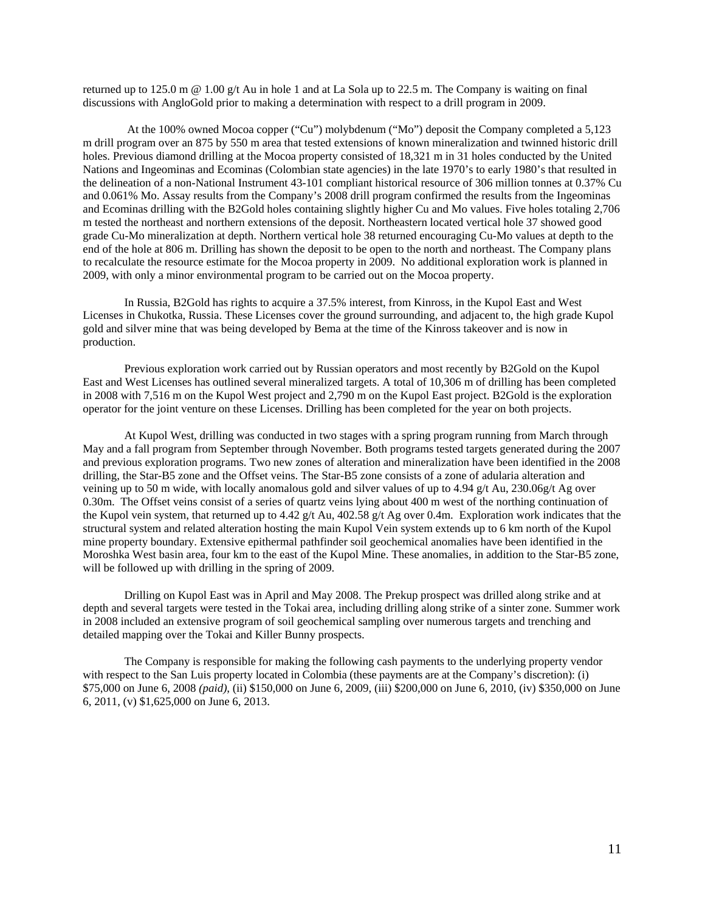returned up to 125.0 m @ 1.00 g/t Au in hole 1 and at La Sola up to 22.5 m. The Company is waiting on final discussions with AngloGold prior to making a determination with respect to a drill program in 2009.

At the 100% owned Mocoa copper (“Cu”) molybdenum (“Mo”) deposit the Company completed a 5,123 m drill program over an 875 by 550 m area that tested extensions of known mineralization and twinned historic drill holes. Previous diamond drilling at the Mocoa property consisted of 18,321 m in 31 holes conducted by the United Nations and Ingeominas and Ecominas (Colombian state agencies) in the late 1970’s to early 1980’s that resulted in the delineation of a non-National Instrument 43-101 compliant historical resource of 306 million tonnes at 0.37% Cu and 0.061% Mo. Assay results from the Company’s 2008 drill program confirmed the results from the Ingeominas and Ecominas drilling with the B2Gold holes containing slightly higher Cu and Mo values. Five holes totaling 2,706 m tested the northeast and northern extensions of the deposit. Northeastern located vertical hole 37 showed good grade Cu-Mo mineralization at depth. Northern vertical hole 38 returned encouraging Cu-Mo values at depth to the end of the hole at 806 m. Drilling has shown the deposit to be open to the north and northeast. The Company plans to recalculate the resource estimate for the Mocoa property in 2009. No additional exploration work is planned in 2009, with only a minor environmental program to be carried out on the Mocoa property.

In Russia, B2Gold has rights to acquire a 37.5% interest, from Kinross, in the Kupol East and West Licenses in Chukotka, Russia. These Licenses cover the ground surrounding, and adjacent to, the high grade Kupol gold and silver mine that was being developed by Bema at the time of the Kinross takeover and is now in production.

Previous exploration work carried out by Russian operators and most recently by B2Gold on the Kupol East and West Licenses has outlined several mineralized targets. A total of 10,306 m of drilling has been completed in 2008 with 7,516 m on the Kupol West project and 2,790 m on the Kupol East project. B2Gold is the exploration operator for the joint venture on these Licenses. Drilling has been completed for the year on both projects.

At Kupol West, drilling was conducted in two stages with a spring program running from March through May and a fall program from September through November. Both programs tested targets generated during the 2007 and previous exploration programs. Two new zones of alteration and mineralization have been identified in the 2008 drilling, the Star-B5 zone and the Offset veins. The Star-B5 zone consists of a zone of adularia alteration and veining up to 50 m wide, with locally anomalous gold and silver values of up to 4.94 g/t Au, 230.06g/t Ag over 0.30m. The Offset veins consist of a series of quartz veins lying about 400 m west of the northing continuation of the Kupol vein system, that returned up to 4.42 g/t Au, 402.58 g/t Ag over 0.4m. Exploration work indicates that the structural system and related alteration hosting the main Kupol Vein system extends up to 6 km north of the Kupol mine property boundary. Extensive epithermal pathfinder soil geochemical anomalies have been identified in the Moroshka West basin area, four km to the east of the Kupol Mine. These anomalies, in addition to the Star-B5 zone, will be followed up with drilling in the spring of 2009.

Drilling on Kupol East was in April and May 2008. The Prekup prospect was drilled along strike and at depth and several targets were tested in the Tokai area, including drilling along strike of a sinter zone. Summer work in 2008 included an extensive program of soil geochemical sampling over numerous targets and trenching and detailed mapping over the Tokai and Killer Bunny prospects.

The Company is responsible for making the following cash payments to the underlying property vendor with respect to the San Luis property located in Colombia (these payments are at the Company’s discretion): (i) \$75,000 on June 6, 2008 *(paid)*, (ii) \$150,000 on June 6, 2009, (iii) \$200,000 on June 6, 2010, (iv) \$350,000 on June 6, 2011, (v) \$1,625,000 on June 6, 2013.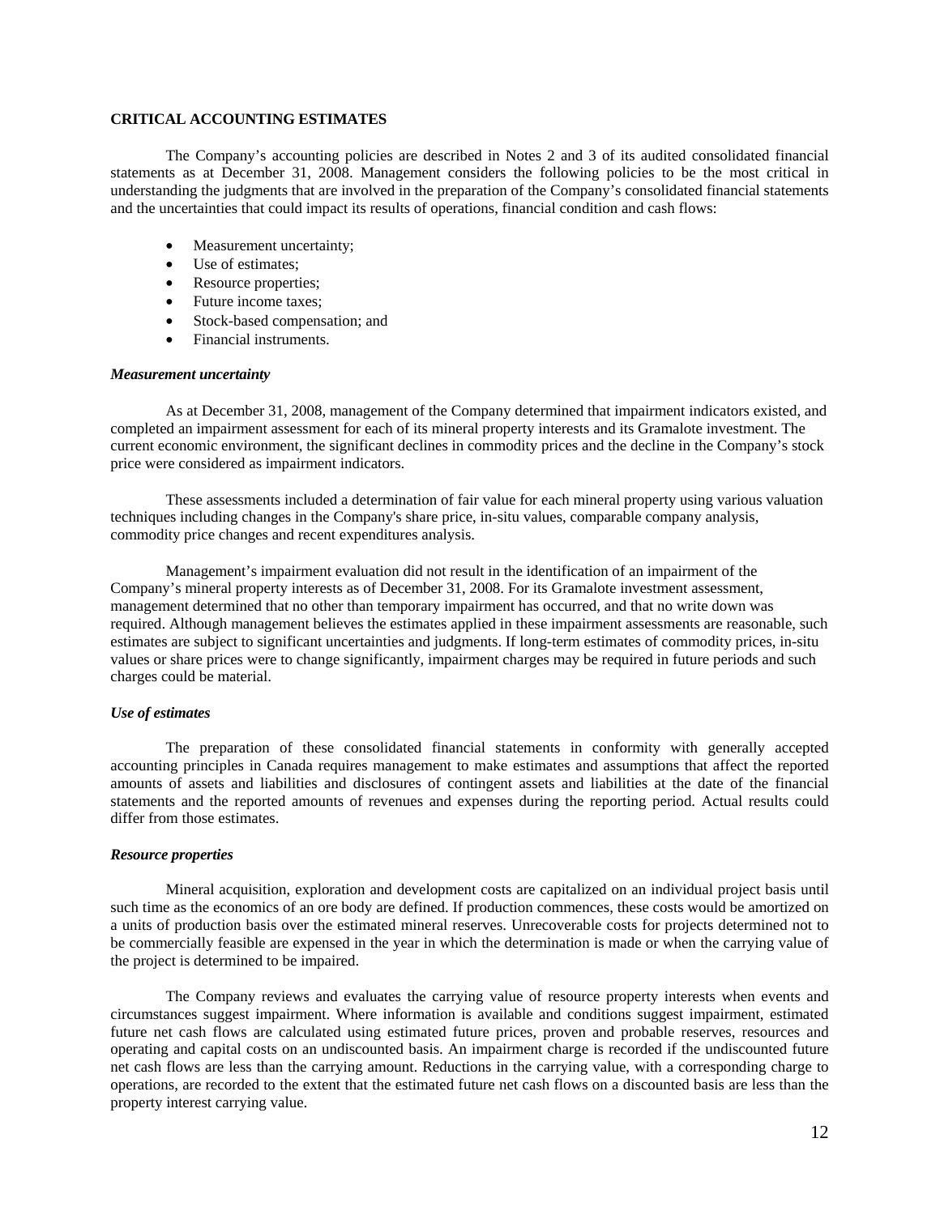**CRITICAL ACCOUNTING ESTIMATES**

The Company's accounting policies are described in Notes 2 and 3 of its audited consolidated financial statements as at December 31, 2008. Management considers the following policies to be the most critical in understanding the judgments that are involved in the preparation of the Company's consolidated financial statements and the uncertainties that could impact its results of operations, financial condition and cash flows:

- Measurement uncertainty;
- Use of estimates;
- Resource properties;
- Future income taxes;
- Stock-based compensation; and
- Financial instruments.

***Measurement uncertainty***

As at December 31, 2008, management of the Company determined that impairment indicators existed, and completed an impairment assessment for each of its mineral property interests and its Gramalote investment. The current economic environment, the significant declines in commodity prices and the decline in the Company's stock price were considered as impairment indicators.

These assessments included a determination of fair value for each mineral property using various valuation techniques including changes in the Company's share price, in-situ values, comparable company analysis, commodity price changes and recent expenditures analysis.

Management's impairment evaluation did not result in the identification of an impairment of the Company's mineral property interests as of December 31, 2008. For its Gramalote investment assessment, management determined that no other than temporary impairment has occurred, and that no write down was required. Although management believes the estimates applied in these impairment assessments are reasonable, such estimates are subject to significant uncertainties and judgments. If long-term estimates of commodity prices, in-situ values or share prices were to change significantly, impairment charges may be required in future periods and such charges could be material.

***Use of estimates***

The preparation of these consolidated financial statements in conformity with generally accepted accounting principles in Canada requires management to make estimates and assumptions that affect the reported amounts of assets and liabilities and disclosures of contingent assets and liabilities at the date of the financial statements and the reported amounts of revenues and expenses during the reporting period. Actual results could differ from those estimates.

***Resource properties***

Mineral acquisition, exploration and development costs are capitalized on an individual project basis until such time as the economics of an ore body are defined. If production commences, these costs would be amortized on a units of production basis over the estimated mineral reserves. Unrecoverable costs for projects determined not to be commercially feasible are expensed in the year in which the determination is made or when the carrying value of the project is determined to be impaired.

The Company reviews and evaluates the carrying value of resource property interests when events and circumstances suggest impairment. Where information is available and conditions suggest impairment, estimated future net cash flows are calculated using estimated future prices, proven and probable reserves, resources and operating and capital costs on an undiscounted basis. An impairment charge is recorded if the undiscounted future net cash flows are less than the carrying amount. Reductions in the carrying value, with a corresponding charge to operations, are recorded to the extent that the estimated future net cash flows on a discounted basis are less than the property interest carrying value.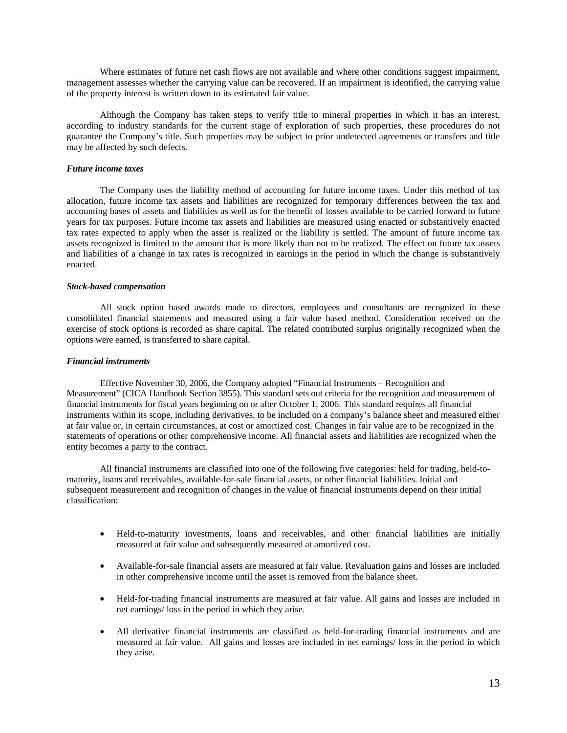Where estimates of future net cash flows are not available and where other conditions suggest impairment, management assesses whether the carrying value can be recovered. If an impairment is identified, the carrying value of the property interest is written down to its estimated fair value.

Although the Company has taken steps to verify title to mineral properties in which it has an interest, according to industry standards for the current stage of exploration of such properties, these procedures do not guarantee the Company's title. Such properties may be subject to prior undetected agreements or transfers and title may be affected by such defects.

***Future income taxes***

The Company uses the liability method of accounting for future income taxes. Under this method of tax allocation, future income tax assets and liabilities are recognized for temporary differences between the tax and accounting bases of assets and liabilities as well as for the benefit of losses available to be carried forward to future years for tax purposes. Future income tax assets and liabilities are measured using enacted or substantively enacted tax rates expected to apply when the asset is realized or the liability is settled. The amount of future income tax assets recognized is limited to the amount that is more likely than not to be realized. The effect on future tax assets and liabilities of a change in tax rates is recognized in earnings in the period in which the change is substantively enacted.

***Stock-based compensation***

All stock option based awards made to directors, employees and consultants are recognized in these consolidated financial statements and measured using a fair value based method. Consideration received on the exercise of stock options is recorded as share capital. The related contributed surplus originally recognized when the options were earned, is transferred to share capital.

***Financial instruments***

Effective November 30, 2006, the Company adopted "Financial Instruments – Recognition and Measurement" (CICA Handbook Section 3855). This standard sets out criteria for the recognition and measurement of financial instruments for fiscal years beginning on or after October 1, 2006. This standard requires all financial instruments within its scope, including derivatives, to be included on a company's balance sheet and measured either at fair value or, in certain circumstances, at cost or amortized cost. Changes in fair value are to be recognized in the statements of operations or other comprehensive income. All financial assets and liabilities are recognized when the entity becomes a party to the contract.

All financial instruments are classified into one of the following five categories: held for trading, held-to-maturity, loans and receivables, available-for-sale financial assets, or other financial liabilities. Initial and subsequent measurement and recognition of changes in the value of financial instruments depend on their initial classification:

- Held-to-maturity investments, loans and receivables, and other financial liabilities are initially measured at fair value and subsequently measured at amortized cost.
- Available-for-sale financial assets are measured at fair value. Revaluation gains and losses are included in other comprehensive income until the asset is removed from the balance sheet.
- Held-for-trading financial instruments are measured at fair value. All gains and losses are included in net earnings/ loss in the period in which they arise.
- All derivative financial instruments are classified as held-for-trading financial instruments and are measured at fair value. All gains and losses are included in net earnings/ loss in the period in which they arise.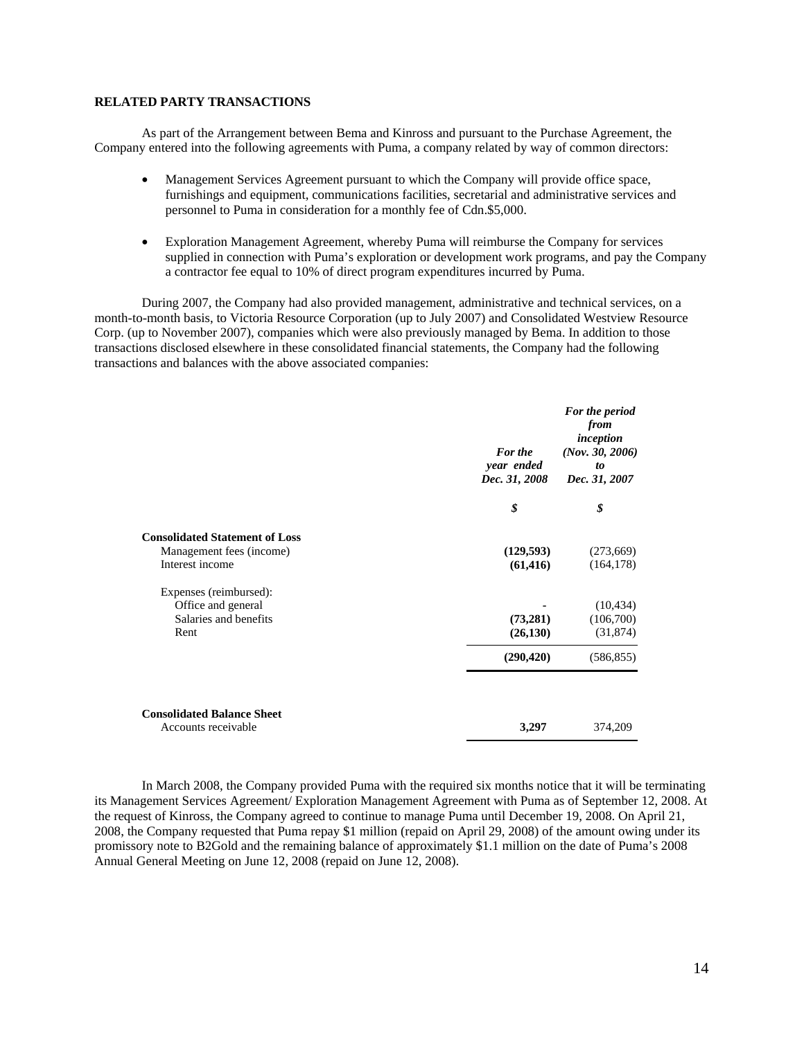## RELATED PARTY TRANSACTIONS

As part of the Arrangement between Bema and Kinross and pursuant to the Purchase Agreement, the Company entered into the following agreements with Puma, a company related by way of common directors:

- Management Services Agreement pursuant to which the Company will provide office space, furnishings and equipment, communications facilities, secretarial and administrative services and personnel to Puma in consideration for a monthly fee of Cdn.$5,000.
- Exploration Management Agreement, whereby Puma will reimburse the Company for services supplied in connection with Puma's exploration or development work programs, and pay the Company a contractor fee equal to 10% of direct program expenditures incurred by Puma.

During 2007, the Company had also provided management, administrative and technical services, on a month-to-month basis, to Victoria Resource Corporation (up to July 2007) and Consolidated Westview Resource Corp. (up to November 2007), companies which were also previously managed by Bema. In addition to those transactions disclosed elsewhere in these consolidated financial statements, the Company had the following transactions and balances with the above associated companies:

| | *For the year ended Dec. 31, 2008* | *For the period from inception (Nov. 30, 2006) to Dec. 31, 2007* |
|---|---|---|
| | *$* | *$* |
| **Consolidated Statement of Loss** | | |
| Management fees (income) | **(129,593)** | (273,669) |
| Interest income | **(61,416)** | (164,178) |
| Expenses (reimbursed): | | |
| Office and general | **-** | (10,434) |
| Salaries and benefits | **(73,281)** | (106,700) |
| Rent | **(26,130)** | (31,874) |
| | **(290,420)** | (586,855) |
| **Consolidated Balance Sheet** | | |
| Accounts receivable | **3,297** | 374,209 |

In March 2008, the Company provided Puma with the required six months notice that it will be terminating its Management Services Agreement/ Exploration Management Agreement with Puma as of September 12, 2008. At the request of Kinross, the Company agreed to continue to manage Puma until December 19, 2008. On April 21, 2008, the Company requested that Puma repay $1 million (repaid on April 29, 2008) of the amount owing under its promissory note to B2Gold and the remaining balance of approximately $1.1 million on the date of Puma's 2008 Annual General Meeting on June 12, 2008 (repaid on June 12, 2008).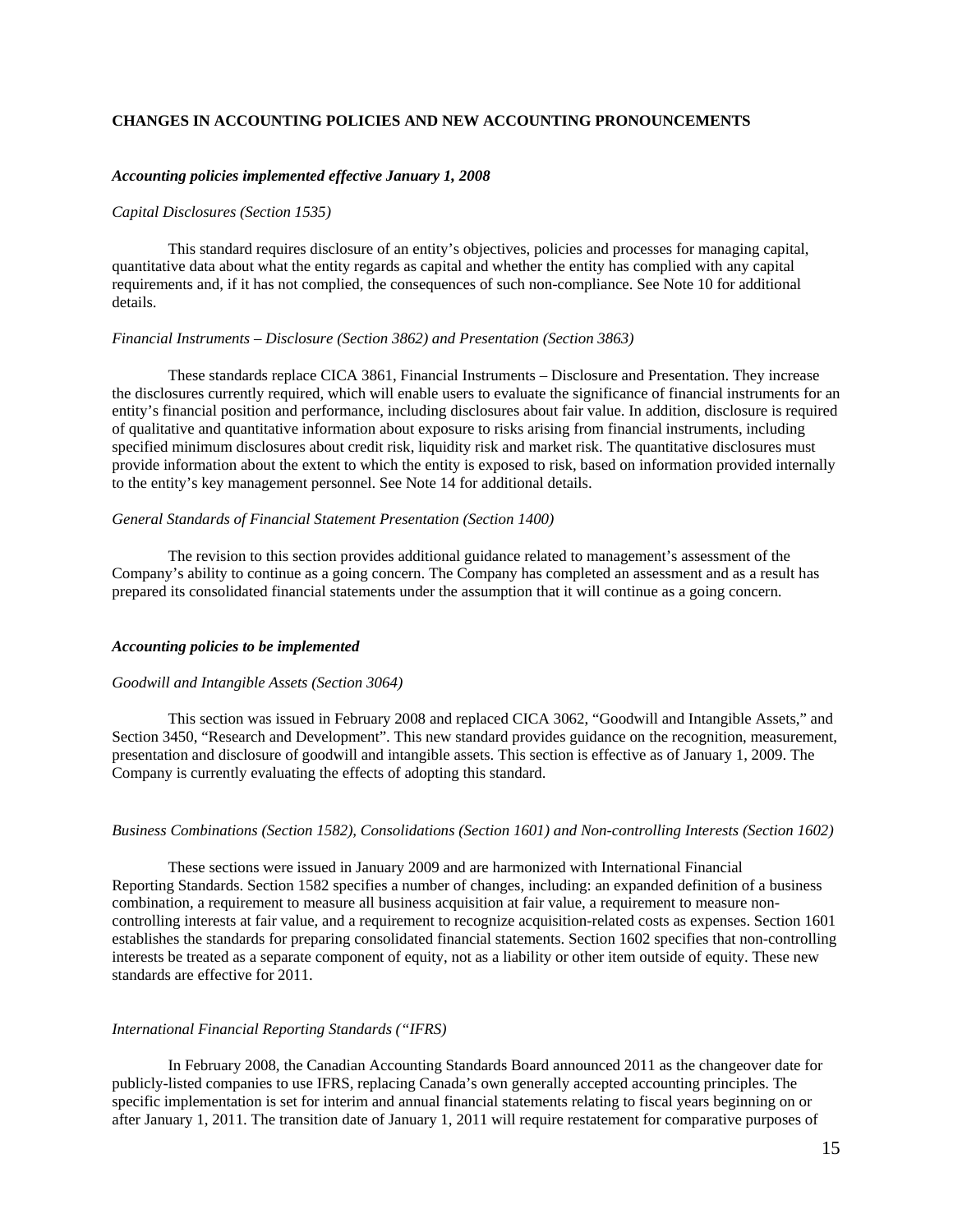**CHANGES IN ACCOUNTING POLICIES AND NEW ACCOUNTING PRONOUNCEMENTS**

***Accounting policies implemented effective January 1, 2008***

*Capital Disclosures (Section 1535)*

This standard requires disclosure of an entity's objectives, policies and processes for managing capital, quantitative data about what the entity regards as capital and whether the entity has complied with any capital requirements and, if it has not complied, the consequences of such non-compliance. See Note 10 for additional details.

*Financial Instruments – Disclosure (Section 3862) and Presentation (Section 3863)*

These standards replace CICA 3861, Financial Instruments – Disclosure and Presentation. They increase the disclosures currently required, which will enable users to evaluate the significance of financial instruments for an entity's financial position and performance, including disclosures about fair value. In addition, disclosure is required of qualitative and quantitative information about exposure to risks arising from financial instruments, including specified minimum disclosures about credit risk, liquidity risk and market risk. The quantitative disclosures must provide information about the extent to which the entity is exposed to risk, based on information provided internally to the entity's key management personnel. See Note 14 for additional details.

*General Standards of Financial Statement Presentation (Section 1400)*

The revision to this section provides additional guidance related to management's assessment of the Company's ability to continue as a going concern. The Company has completed an assessment and as a result has prepared its consolidated financial statements under the assumption that it will continue as a going concern.

***Accounting policies to be implemented***

*Goodwill and Intangible Assets (Section 3064)*

This section was issued in February 2008 and replaced CICA 3062, "Goodwill and Intangible Assets," and Section 3450, "Research and Development". This new standard provides guidance on the recognition, measurement, presentation and disclosure of goodwill and intangible assets. This section is effective as of January 1, 2009. The Company is currently evaluating the effects of adopting this standard.

*Business Combinations (Section 1582), Consolidations (Section 1601) and Non-controlling Interests (Section 1602)*

These sections were issued in January 2009 and are harmonized with International Financial Reporting Standards. Section 1582 specifies a number of changes, including: an expanded definition of a business combination, a requirement to measure all business acquisition at fair value, a requirement to measure non-controlling interests at fair value, and a requirement to recognize acquisition-related costs as expenses. Section 1601 establishes the standards for preparing consolidated financial statements. Section 1602 specifies that non-controlling interests be treated as a separate component of equity, not as a liability or other item outside of equity. These new standards are effective for 2011.

*International Financial Reporting Standards ("IFRS)*

In February 2008, the Canadian Accounting Standards Board announced 2011 as the changeover date for publicly-listed companies to use IFRS, replacing Canada's own generally accepted accounting principles. The specific implementation is set for interim and annual financial statements relating to fiscal years beginning on or after January 1, 2011. The transition date of January 1, 2011 will require restatement for comparative purposes of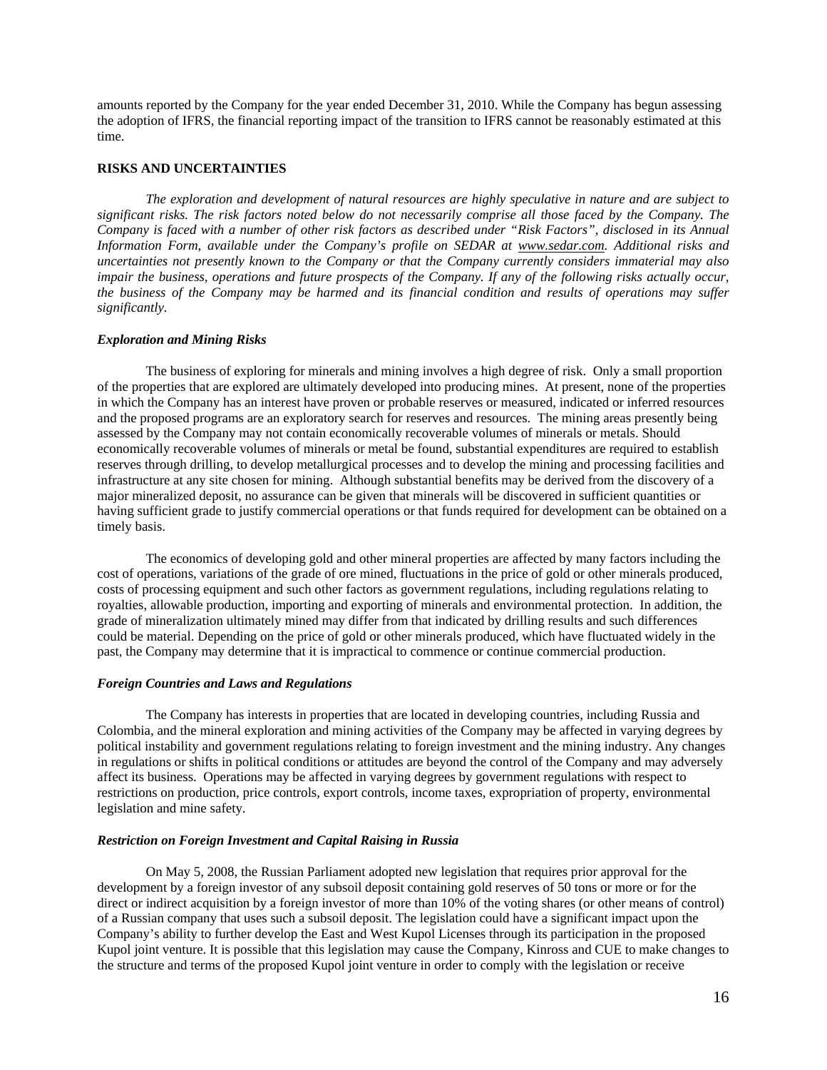amounts reported by the Company for the year ended December 31, 2010. While the Company has begun assessing the adoption of IFRS, the financial reporting impact of the transition to IFRS cannot be reasonably estimated at this time.

## RISKS AND UNCERTAINTIES

*The exploration and development of natural resources are highly speculative in nature and are subject to significant risks. The risk factors noted below do not necessarily comprise all those faced by the Company. The Company is faced with a number of other risk factors as described under "Risk Factors", disclosed in its Annual Information Form, available under the Company's profile on SEDAR at www.sedar.com. Additional risks and uncertainties not presently known to the Company or that the Company currently considers immaterial may also impair the business, operations and future prospects of the Company. If any of the following risks actually occur, the business of the Company may be harmed and its financial condition and results of operations may suffer significantly.*

### *Exploration and Mining Risks*

The business of exploring for minerals and mining involves a high degree of risk. Only a small proportion of the properties that are explored are ultimately developed into producing mines. At present, none of the properties in which the Company has an interest have proven or probable reserves or measured, indicated or inferred resources and the proposed programs are an exploratory search for reserves and resources. The mining areas presently being assessed by the Company may not contain economically recoverable volumes of minerals or metals. Should economically recoverable volumes of minerals or metal be found, substantial expenditures are required to establish reserves through drilling, to develop metallurgical processes and to develop the mining and processing facilities and infrastructure at any site chosen for mining. Although substantial benefits may be derived from the discovery of a major mineralized deposit, no assurance can be given that minerals will be discovered in sufficient quantities or having sufficient grade to justify commercial operations or that funds required for development can be obtained on a timely basis.

The economics of developing gold and other mineral properties are affected by many factors including the cost of operations, variations of the grade of ore mined, fluctuations in the price of gold or other minerals produced, costs of processing equipment and such other factors as government regulations, including regulations relating to royalties, allowable production, importing and exporting of minerals and environmental protection. In addition, the grade of mineralization ultimately mined may differ from that indicated by drilling results and such differences could be material. Depending on the price of gold or other minerals produced, which have fluctuated widely in the past, the Company may determine that it is impractical to commence or continue commercial production.

### *Foreign Countries and Laws and Regulations*

The Company has interests in properties that are located in developing countries, including Russia and Colombia, and the mineral exploration and mining activities of the Company may be affected in varying degrees by political instability and government regulations relating to foreign investment and the mining industry. Any changes in regulations or shifts in political conditions or attitudes are beyond the control of the Company and may adversely affect its business. Operations may be affected in varying degrees by government regulations with respect to restrictions on production, price controls, export controls, income taxes, expropriation of property, environmental legislation and mine safety.

### *Restriction on Foreign Investment and Capital Raising in Russia*

On May 5, 2008, the Russian Parliament adopted new legislation that requires prior approval for the development by a foreign investor of any subsoil deposit containing gold reserves of 50 tons or more or for the direct or indirect acquisition by a foreign investor of more than 10% of the voting shares (or other means of control) of a Russian company that uses such a subsoil deposit. The legislation could have a significant impact upon the Company's ability to further develop the East and West Kupol Licenses through its participation in the proposed Kupol joint venture. It is possible that this legislation may cause the Company, Kinross and CUE to make changes to the structure and terms of the proposed Kupol joint venture in order to comply with the legislation or receive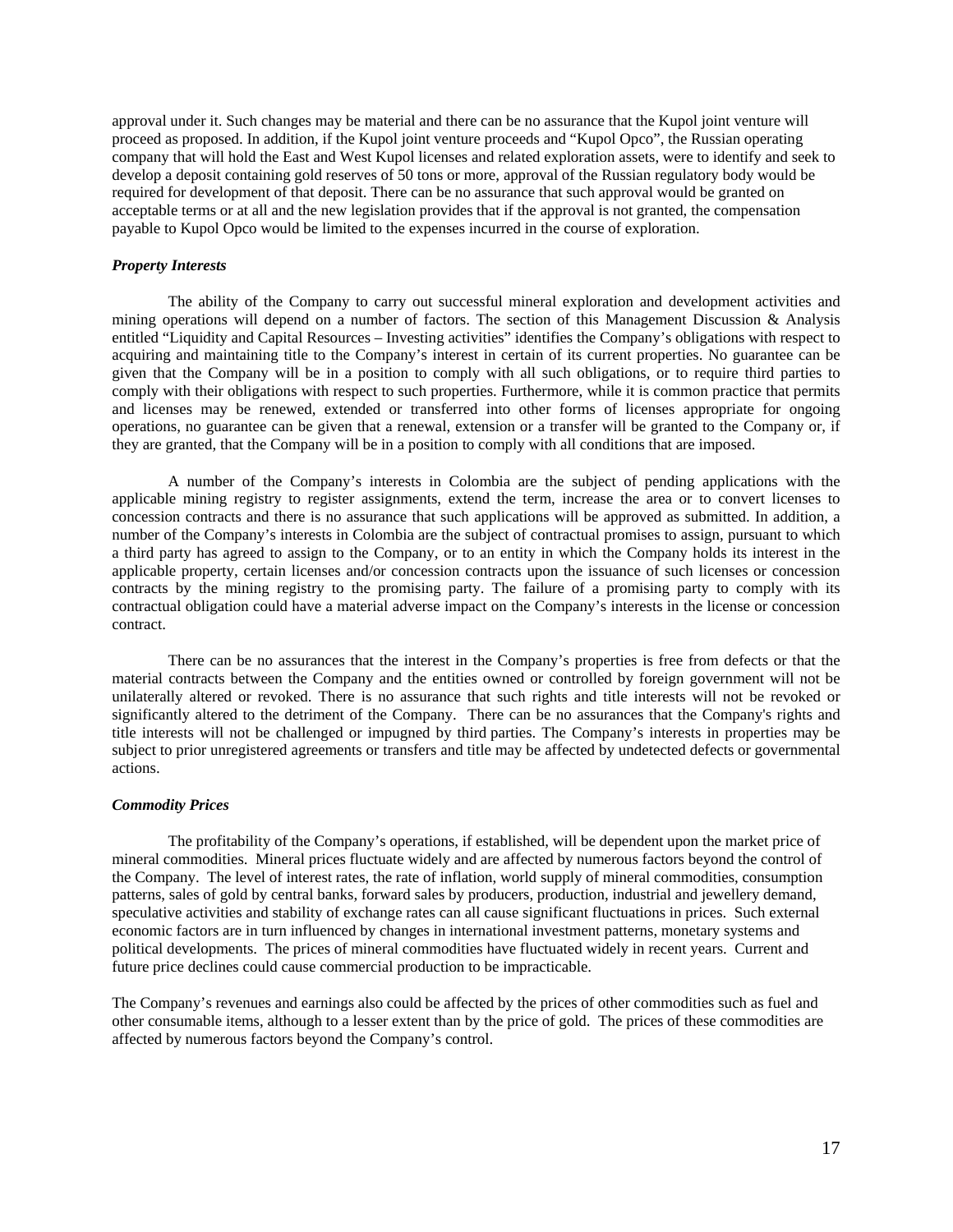approval under it. Such changes may be material and there can be no assurance that the Kupol joint venture will proceed as proposed. In addition, if the Kupol joint venture proceeds and "Kupol Opco", the Russian operating company that will hold the East and West Kupol licenses and related exploration assets, were to identify and seek to develop a deposit containing gold reserves of 50 tons or more, approval of the Russian regulatory body would be required for development of that deposit. There can be no assurance that such approval would be granted on acceptable terms or at all and the new legislation provides that if the approval is not granted, the compensation payable to Kupol Opco would be limited to the expenses incurred in the course of exploration.

***Property Interests***

The ability of the Company to carry out successful mineral exploration and development activities and mining operations will depend on a number of factors. The section of this Management Discussion & Analysis entitled "Liquidity and Capital Resources – Investing activities" identifies the Company's obligations with respect to acquiring and maintaining title to the Company's interest in certain of its current properties. No guarantee can be given that the Company will be in a position to comply with all such obligations, or to require third parties to comply with their obligations with respect to such properties. Furthermore, while it is common practice that permits and licenses may be renewed, extended or transferred into other forms of licenses appropriate for ongoing operations, no guarantee can be given that a renewal, extension or a transfer will be granted to the Company or, if they are granted, that the Company will be in a position to comply with all conditions that are imposed.

A number of the Company's interests in Colombia are the subject of pending applications with the applicable mining registry to register assignments, extend the term, increase the area or to convert licenses to concession contracts and there is no assurance that such applications will be approved as submitted. In addition, a number of the Company's interests in Colombia are the subject of contractual promises to assign, pursuant to which a third party has agreed to assign to the Company, or to an entity in which the Company holds its interest in the applicable property, certain licenses and/or concession contracts upon the issuance of such licenses or concession contracts by the mining registry to the promising party. The failure of a promising party to comply with its contractual obligation could have a material adverse impact on the Company's interests in the license or concession contract.

There can be no assurances that the interest in the Company's properties is free from defects or that the material contracts between the Company and the entities owned or controlled by foreign government will not be unilaterally altered or revoked. There is no assurance that such rights and title interests will not be revoked or significantly altered to the detriment of the Company. There can be no assurances that the Company's rights and title interests will not be challenged or impugned by third parties. The Company's interests in properties may be subject to prior unregistered agreements or transfers and title may be affected by undetected defects or governmental actions.

***Commodity Prices***

The profitability of the Company's operations, if established, will be dependent upon the market price of mineral commodities. Mineral prices fluctuate widely and are affected by numerous factors beyond the control of the Company. The level of interest rates, the rate of inflation, world supply of mineral commodities, consumption patterns, sales of gold by central banks, forward sales by producers, production, industrial and jewellery demand, speculative activities and stability of exchange rates can all cause significant fluctuations in prices. Such external economic factors are in turn influenced by changes in international investment patterns, monetary systems and political developments. The prices of mineral commodities have fluctuated widely in recent years. Current and future price declines could cause commercial production to be impracticable.

The Company's revenues and earnings also could be affected by the prices of other commodities such as fuel and other consumable items, although to a lesser extent than by the price of gold. The prices of these commodities are affected by numerous factors beyond the Company's control.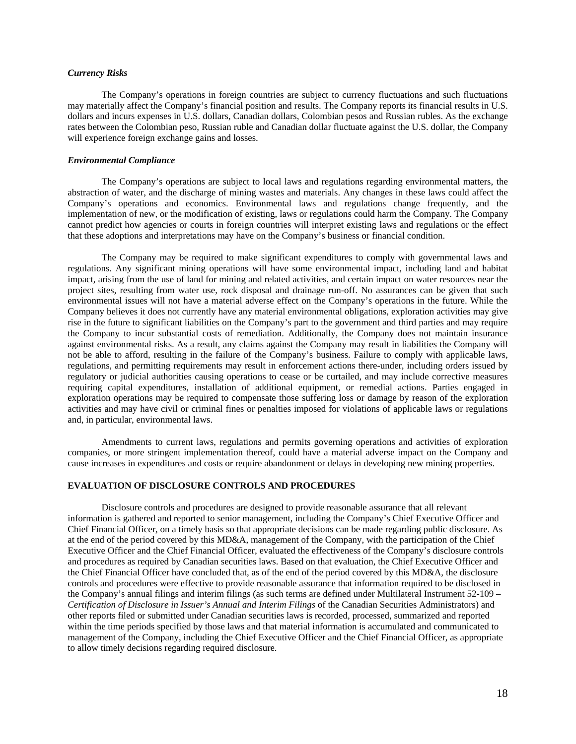***Currency Risks***

The Company's operations in foreign countries are subject to currency fluctuations and such fluctuations may materially affect the Company's financial position and results. The Company reports its financial results in U.S. dollars and incurs expenses in U.S. dollars, Canadian dollars, Colombian pesos and Russian rubles. As the exchange rates between the Colombian peso, Russian ruble and Canadian dollar fluctuate against the U.S. dollar, the Company will experience foreign exchange gains and losses.

***Environmental Compliance***

The Company's operations are subject to local laws and regulations regarding environmental matters, the abstraction of water, and the discharge of mining wastes and materials. Any changes in these laws could affect the Company's operations and economics. Environmental laws and regulations change frequently, and the implementation of new, or the modification of existing, laws or regulations could harm the Company. The Company cannot predict how agencies or courts in foreign countries will interpret existing laws and regulations or the effect that these adoptions and interpretations may have on the Company's business or financial condition.

The Company may be required to make significant expenditures to comply with governmental laws and regulations. Any significant mining operations will have some environmental impact, including land and habitat impact, arising from the use of land for mining and related activities, and certain impact on water resources near the project sites, resulting from water use, rock disposal and drainage run-off. No assurances can be given that such environmental issues will not have a material adverse effect on the Company's operations in the future. While the Company believes it does not currently have any material environmental obligations, exploration activities may give rise in the future to significant liabilities on the Company's part to the government and third parties and may require the Company to incur substantial costs of remediation. Additionally, the Company does not maintain insurance against environmental risks. As a result, any claims against the Company may result in liabilities the Company will not be able to afford, resulting in the failure of the Company's business. Failure to comply with applicable laws, regulations, and permitting requirements may result in enforcement actions there-under, including orders issued by regulatory or judicial authorities causing operations to cease or be curtailed, and may include corrective measures requiring capital expenditures, installation of additional equipment, or remedial actions. Parties engaged in exploration operations may be required to compensate those suffering loss or damage by reason of the exploration activities and may have civil or criminal fines or penalties imposed for violations of applicable laws or regulations and, in particular, environmental laws.

Amendments to current laws, regulations and permits governing operations and activities of exploration companies, or more stringent implementation thereof, could have a material adverse impact on the Company and cause increases in expenditures and costs or require abandonment or delays in developing new mining properties.

## EVALUATION OF DISCLOSURE CONTROLS AND PROCEDURES

Disclosure controls and procedures are designed to provide reasonable assurance that all relevant information is gathered and reported to senior management, including the Company's Chief Executive Officer and Chief Financial Officer, on a timely basis so that appropriate decisions can be made regarding public disclosure. As at the end of the period covered by this MD&A, management of the Company, with the participation of the Chief Executive Officer and the Chief Financial Officer, evaluated the effectiveness of the Company's disclosure controls and procedures as required by Canadian securities laws. Based on that evaluation, the Chief Executive Officer and the Chief Financial Officer have concluded that, as of the end of the period covered by this MD&A, the disclosure controls and procedures were effective to provide reasonable assurance that information required to be disclosed in the Company's annual filings and interim filings (as such terms are defined under Multilateral Instrument 52-109 – *Certification of Disclosure in Issuer's Annual and Interim Filings* of the Canadian Securities Administrators) and other reports filed or submitted under Canadian securities laws is recorded, processed, summarized and reported within the time periods specified by those laws and that material information is accumulated and communicated to management of the Company, including the Chief Executive Officer and the Chief Financial Officer, as appropriate to allow timely decisions regarding required disclosure.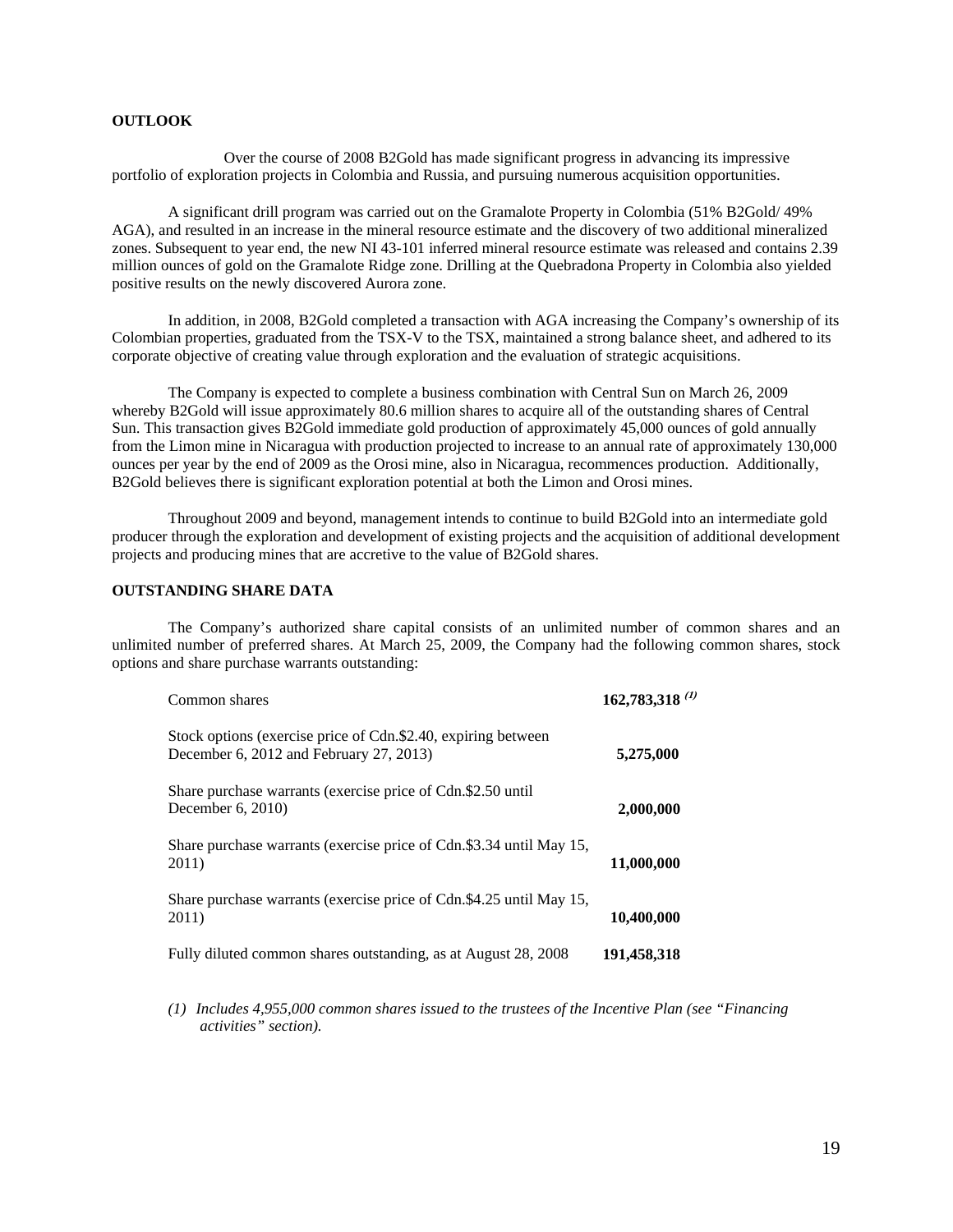**OUTLOOK**

Over the course of 2008 B2Gold has made significant progress in advancing its impressive portfolio of exploration projects in Colombia and Russia, and pursuing numerous acquisition opportunities.

A significant drill program was carried out on the Gramalote Property in Colombia (51% B2Gold/ 49% AGA), and resulted in an increase in the mineral resource estimate and the discovery of two additional mineralized zones. Subsequent to year end, the new NI 43-101 inferred mineral resource estimate was released and contains 2.39 million ounces of gold on the Gramalote Ridge zone. Drilling at the Quebradona Property in Colombia also yielded positive results on the newly discovered Aurora zone.

In addition, in 2008, B2Gold completed a transaction with AGA increasing the Company's ownership of its Colombian properties, graduated from the TSX-V to the TSX, maintained a strong balance sheet, and adhered to its corporate objective of creating value through exploration and the evaluation of strategic acquisitions.

The Company is expected to complete a business combination with Central Sun on March 26, 2009 whereby B2Gold will issue approximately 80.6 million shares to acquire all of the outstanding shares of Central Sun. This transaction gives B2Gold immediate gold production of approximately 45,000 ounces of gold annually from the Limon mine in Nicaragua with production projected to increase to an annual rate of approximately 130,000 ounces per year by the end of 2009 as the Orosi mine, also in Nicaragua, recommences production. Additionally, B2Gold believes there is significant exploration potential at both the Limon and Orosi mines.

Throughout 2009 and beyond, management intends to continue to build B2Gold into an intermediate gold producer through the exploration and development of existing projects and the acquisition of additional development projects and producing mines that are accretive to the value of B2Gold shares.

**OUTSTANDING SHARE DATA**

The Company's authorized share capital consists of an unlimited number of common shares and an unlimited number of preferred shares. At March 25, 2009, the Company had the following common shares, stock options and share purchase warrants outstanding:

| | |
|---|---|
| Common shares | **162,783,318** *(1)* |
| Stock options (exercise price of Cdn.$2.40, expiring between December 6, 2012 and February 27, 2013) | **5,275,000** |
| Share purchase warrants (exercise price of Cdn.$2.50 until December 6, 2010) | **2,000,000** |
| Share purchase warrants (exercise price of Cdn.$3.34 until May 15, 2011) | **11,000,000** |
| Share purchase warrants (exercise price of Cdn.$4.25 until May 15, 2011) | **10,400,000** |
| Fully diluted common shares outstanding, as at August 28, 2008 | **191,458,318** |

*(1) Includes 4,955,000 common shares issued to the trustees of the Incentive Plan (see "Financing activities" section).*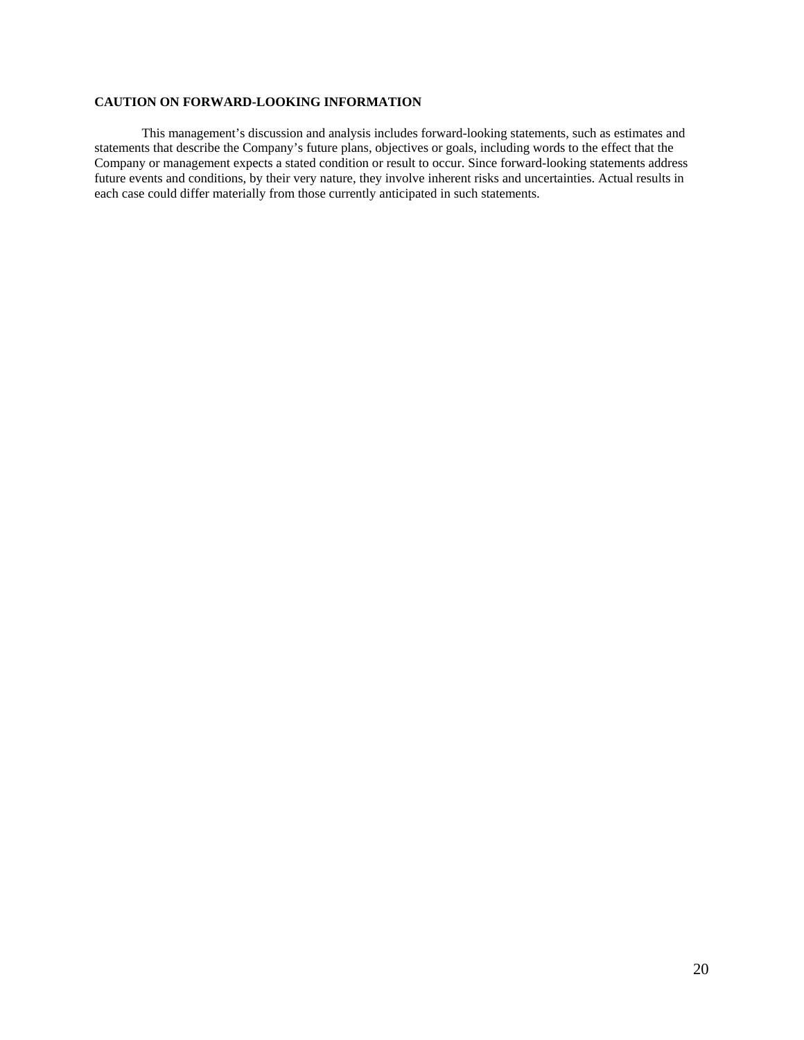**CAUTION ON FORWARD-LOOKING INFORMATION**

This management's discussion and analysis includes forward-looking statements, such as estimates and statements that describe the Company's future plans, objectives or goals, including words to the effect that the Company or management expects a stated condition or result to occur. Since forward-looking statements address future events and conditions, by their very nature, they involve inherent risks and uncertainties. Actual results in each case could differ materially from those currently anticipated in such statements.